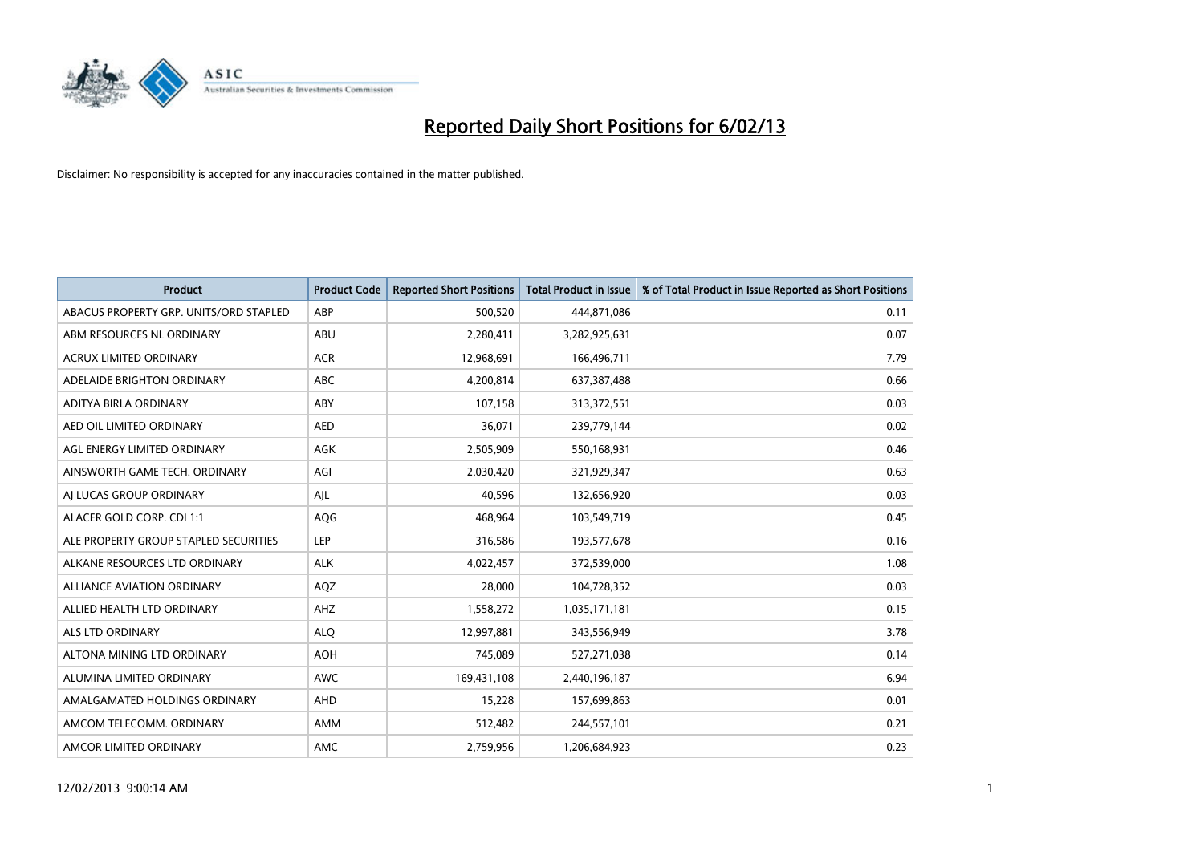# Reported Daily Short Positions for 6/02/13

Disclaimer: No responsibility is accepted for any inaccuracies contained in the matter published.

| Product | Product Code | Reported Short Positions | Total Product in Issue | % of Total Product in Issue Reported as Short Positions |
|---|---|---|---|---|
| ABACUS PROPERTY GRP. UNITS/ORD STAPLED | ABP | 500,520 | 444,871,086 | 0.11 |
| ABM RESOURCES NL ORDINARY | ABU | 2,280,411 | 3,282,925,631 | 0.07 |
| ACRUX LIMITED ORDINARY | ACR | 12,968,691 | 166,496,711 | 7.79 |
| ADELAIDE BRIGHTON ORDINARY | ABC | 4,200,814 | 637,387,488 | 0.66 |
| ADITYA BIRLA ORDINARY | ABY | 107,158 | 313,372,551 | 0.03 |
| AED OIL LIMITED ORDINARY | AED | 36,071 | 239,779,144 | 0.02 |
| AGL ENERGY LIMITED ORDINARY | AGK | 2,505,909 | 550,168,931 | 0.46 |
| AINSWORTH GAME TECH. ORDINARY | AGI | 2,030,420 | 321,929,347 | 0.63 |
| AJ LUCAS GROUP ORDINARY | AJL | 40,596 | 132,656,920 | 0.03 |
| ALACER GOLD CORP. CDI 1:1 | AQG | 468,964 | 103,549,719 | 0.45 |
| ALE PROPERTY GROUP STAPLED SECURITIES | LEP | 316,586 | 193,577,678 | 0.16 |
| ALKANE RESOURCES LTD ORDINARY | ALK | 4,022,457 | 372,539,000 | 1.08 |
| ALLIANCE AVIATION ORDINARY | AQZ | 28,000 | 104,728,352 | 0.03 |
| ALLIED HEALTH LTD ORDINARY | AHZ | 1,558,272 | 1,035,171,181 | 0.15 |
| ALS LTD ORDINARY | ALQ | 12,997,881 | 343,556,949 | 3.78 |
| ALTONA MINING LTD ORDINARY | AOH | 745,089 | 527,271,038 | 0.14 |
| ALUMINA LIMITED ORDINARY | AWC | 169,431,108 | 2,440,196,187 | 6.94 |
| AMALGAMATED HOLDINGS ORDINARY | AHD | 15,228 | 157,699,863 | 0.01 |
| AMCOM TELECOMM. ORDINARY | AMM | 512,482 | 244,557,101 | 0.21 |
| AMCOR LIMITED ORDINARY | AMC | 2,759,956 | 1,206,684,923 | 0.23 |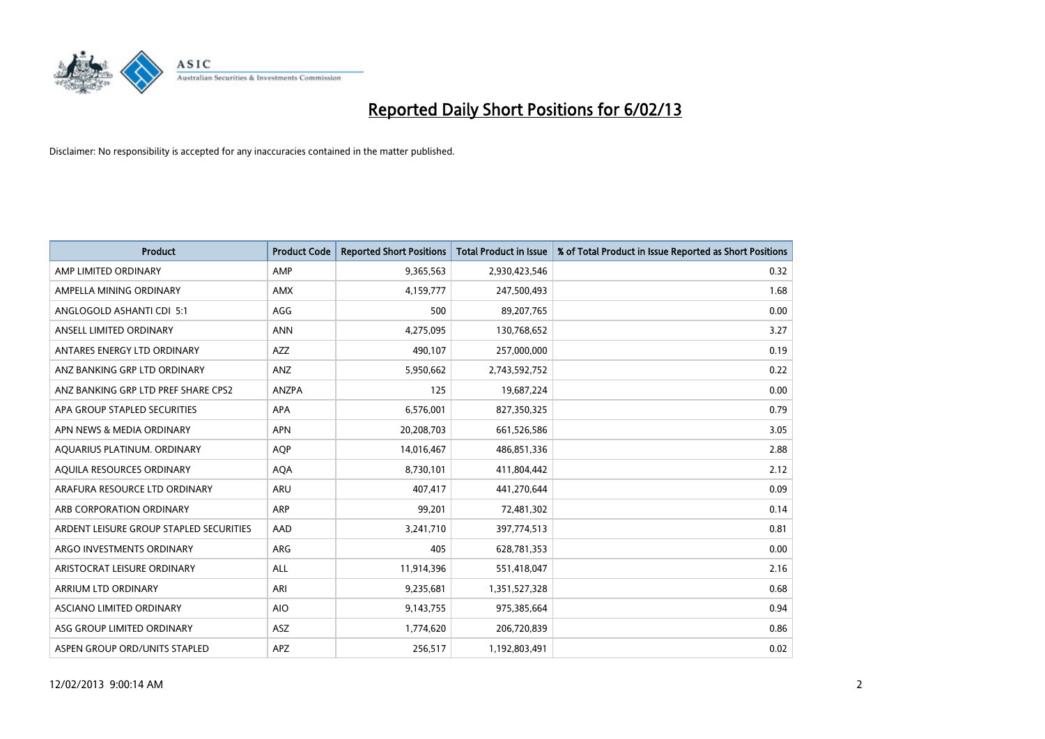# Reported Daily Short Positions for 6/02/13

Disclaimer: No responsibility is accepted for any inaccuracies contained in the matter published.

| Product | Product Code | Reported Short Positions | Total Product in Issue | % of Total Product in Issue Reported as Short Positions |
|---|---|---|---|---|
| AMP LIMITED ORDINARY | AMP | 9,365,563 | 2,930,423,546 | 0.32 |
| AMPELLA MINING ORDINARY | AMX | 4,159,777 | 247,500,493 | 1.68 |
| ANGLOGOLD ASHANTI CDI 5:1 | AGG | 500 | 89,207,765 | 0.00 |
| ANSELL LIMITED ORDINARY | ANN | 4,275,095 | 130,768,652 | 3.27 |
| ANTARES ENERGY LTD ORDINARY | AZZ | 490,107 | 257,000,000 | 0.19 |
| ANZ BANKING GRP LTD ORDINARY | ANZ | 5,950,662 | 2,743,592,752 | 0.22 |
| ANZ BANKING GRP LTD PREF SHARE CPS2 | ANZPA | 125 | 19,687,224 | 0.00 |
| APA GROUP STAPLED SECURITIES | APA | 6,576,001 | 827,350,325 | 0.79 |
| APN NEWS & MEDIA ORDINARY | APN | 20,208,703 | 661,526,586 | 3.05 |
| AQUARIUS PLATINUM. ORDINARY | AQP | 14,016,467 | 486,851,336 | 2.88 |
| AQUILA RESOURCES ORDINARY | AQA | 8,730,101 | 411,804,442 | 2.12 |
| ARAFURA RESOURCE LTD ORDINARY | ARU | 407,417 | 441,270,644 | 0.09 |
| ARB CORPORATION ORDINARY | ARP | 99,201 | 72,481,302 | 0.14 |
| ARDENT LEISURE GROUP STAPLED SECURITIES | AAD | 3,241,710 | 397,774,513 | 0.81 |
| ARGO INVESTMENTS ORDINARY | ARG | 405 | 628,781,353 | 0.00 |
| ARISTOCRAT LEISURE ORDINARY | ALL | 11,914,396 | 551,418,047 | 2.16 |
| ARRIUM LTD ORDINARY | ARI | 9,235,681 | 1,351,527,328 | 0.68 |
| ASCIANO LIMITED ORDINARY | AIO | 9,143,755 | 975,385,664 | 0.94 |
| ASG GROUP LIMITED ORDINARY | ASZ | 1,774,620 | 206,720,839 | 0.86 |
| ASPEN GROUP ORD/UNITS STAPLED | APZ | 256,517 | 1,192,803,491 | 0.02 |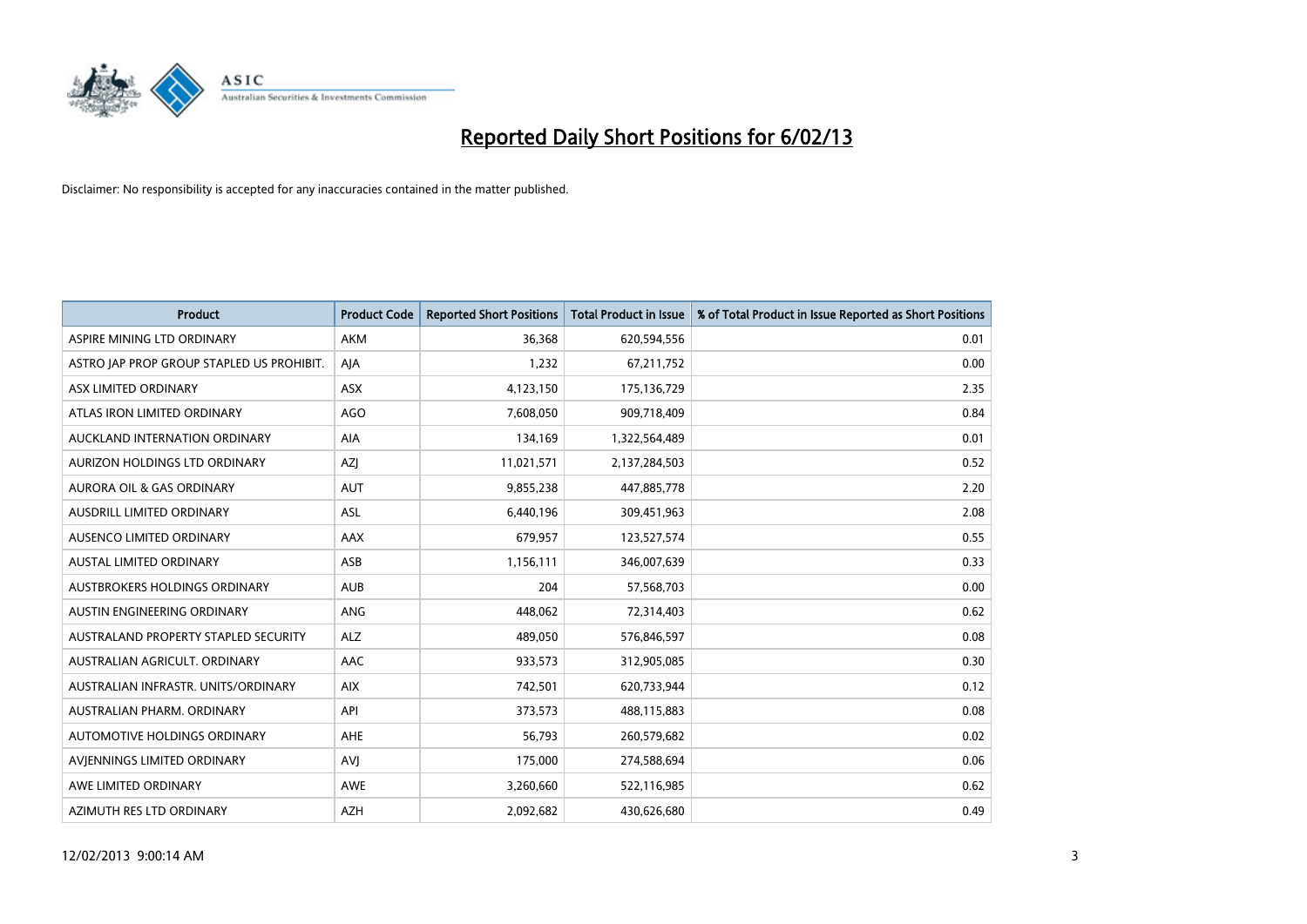# Reported Daily Short Positions for 6/02/13

Disclaimer: No responsibility is accepted for any inaccuracies contained in the matter published.

| Product | Product Code | Reported Short Positions | Total Product in Issue | % of Total Product in Issue Reported as Short Positions |
|---|---|---|---|---|
| ASPIRE MINING LTD ORDINARY | AKM | 36,368 | 620,594,556 | 0.01 |
| ASTRO JAP PROP GROUP STAPLED US PROHIBIT. | AJA | 1,232 | 67,211,752 | 0.00 |
| ASX LIMITED ORDINARY | ASX | 4,123,150 | 175,136,729 | 2.35 |
| ATLAS IRON LIMITED ORDINARY | AGO | 7,608,050 | 909,718,409 | 0.84 |
| AUCKLAND INTERNATION ORDINARY | AIA | 134,169 | 1,322,564,489 | 0.01 |
| AURIZON HOLDINGS LTD ORDINARY | AZJ | 11,021,571 | 2,137,284,503 | 0.52 |
| AURORA OIL & GAS ORDINARY | AUT | 9,855,238 | 447,885,778 | 2.20 |
| AUSDRILL LIMITED ORDINARY | ASL | 6,440,196 | 309,451,963 | 2.08 |
| AUSENCO LIMITED ORDINARY | AAX | 679,957 | 123,527,574 | 0.55 |
| AUSTAL LIMITED ORDINARY | ASB | 1,156,111 | 346,007,639 | 0.33 |
| AUSTBROKERS HOLDINGS ORDINARY | AUB | 204 | 57,568,703 | 0.00 |
| AUSTIN ENGINEERING ORDINARY | ANG | 448,062 | 72,314,403 | 0.62 |
| AUSTRALAND PROPERTY STAPLED SECURITY | ALZ | 489,050 | 576,846,597 | 0.08 |
| AUSTRALIAN AGRICULT. ORDINARY | AAC | 933,573 | 312,905,085 | 0.30 |
| AUSTRALIAN INFRASTR. UNITS/ORDINARY | AIX | 742,501 | 620,733,944 | 0.12 |
| AUSTRALIAN PHARM. ORDINARY | API | 373,573 | 488,115,883 | 0.08 |
| AUTOMOTIVE HOLDINGS ORDINARY | AHE | 56,793 | 260,579,682 | 0.02 |
| AVJENNINGS LIMITED ORDINARY | AVJ | 175,000 | 274,588,694 | 0.06 |
| AWE LIMITED ORDINARY | AWE | 3,260,660 | 522,116,985 | 0.62 |
| AZIMUTH RES LTD ORDINARY | AZH | 2,092,682 | 430,626,680 | 0.49 |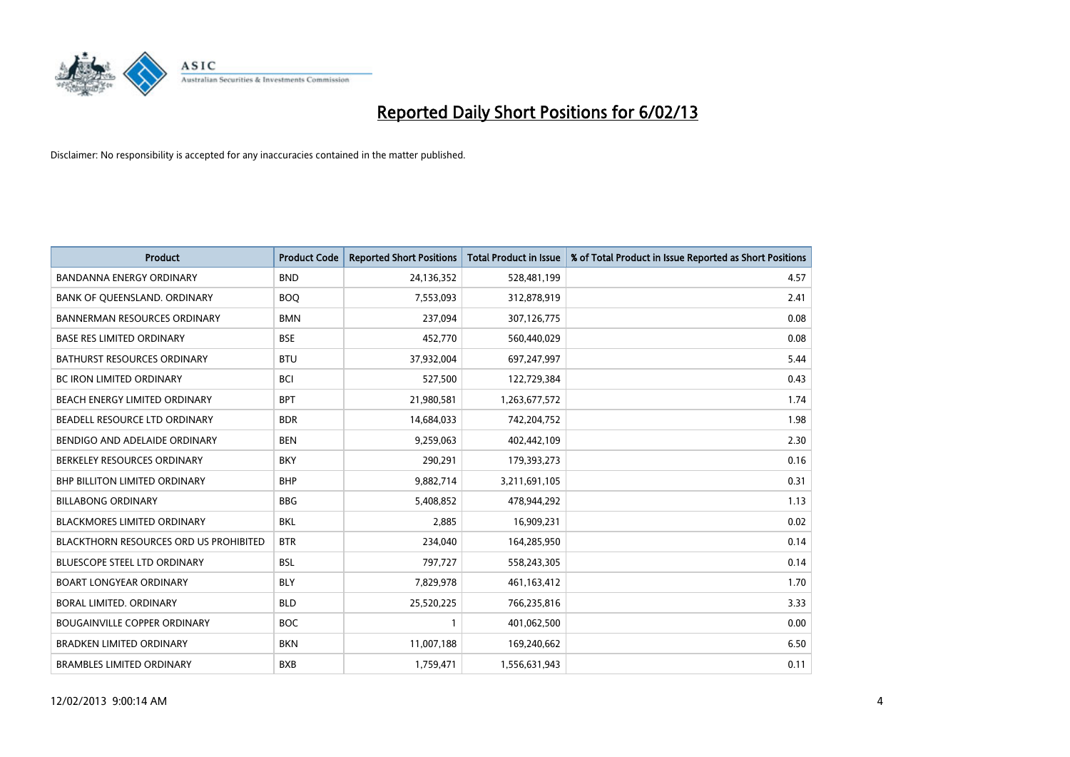# Reported Daily Short Positions for 6/02/13

Disclaimer: No responsibility is accepted for any inaccuracies contained in the matter published.

| Product | Product Code | Reported Short Positions | Total Product in Issue | % of Total Product in Issue Reported as Short Positions |
|---|---|---|---|---|
| BANDANNA ENERGY ORDINARY | BND | 24,136,352 | 528,481,199 | 4.57 |
| BANK OF QUEENSLAND. ORDINARY | BOQ | 7,553,093 | 312,878,919 | 2.41 |
| BANNERMAN RESOURCES ORDINARY | BMN | 237,094 | 307,126,775 | 0.08 |
| BASE RES LIMITED ORDINARY | BSE | 452,770 | 560,440,029 | 0.08 |
| BATHURST RESOURCES ORDINARY | BTU | 37,932,004 | 697,247,997 | 5.44 |
| BC IRON LIMITED ORDINARY | BCI | 527,500 | 122,729,384 | 0.43 |
| BEACH ENERGY LIMITED ORDINARY | BPT | 21,980,581 | 1,263,677,572 | 1.74 |
| BEADELL RESOURCE LTD ORDINARY | BDR | 14,684,033 | 742,204,752 | 1.98 |
| BENDIGO AND ADELAIDE ORDINARY | BEN | 9,259,063 | 402,442,109 | 2.30 |
| BERKELEY RESOURCES ORDINARY | BKY | 290,291 | 179,393,273 | 0.16 |
| BHP BILLITON LIMITED ORDINARY | BHP | 9,882,714 | 3,211,691,105 | 0.31 |
| BILLABONG ORDINARY | BBG | 5,408,852 | 478,944,292 | 1.13 |
| BLACKMORES LIMITED ORDINARY | BKL | 2,885 | 16,909,231 | 0.02 |
| BLACKTHORN RESOURCES ORD US PROHIBITED | BTR | 234,040 | 164,285,950 | 0.14 |
| BLUESCOPE STEEL LTD ORDINARY | BSL | 797,727 | 558,243,305 | 0.14 |
| BOART LONGYEAR ORDINARY | BLY | 7,829,978 | 461,163,412 | 1.70 |
| BORAL LIMITED. ORDINARY | BLD | 25,520,225 | 766,235,816 | 3.33 |
| BOUGAINVILLE COPPER ORDINARY | BOC | 1 | 401,062,500 | 0.00 |
| BRADKEN LIMITED ORDINARY | BKN | 11,007,188 | 169,240,662 | 6.50 |
| BRAMBLES LIMITED ORDINARY | BXB | 1,759,471 | 1,556,631,943 | 0.11 |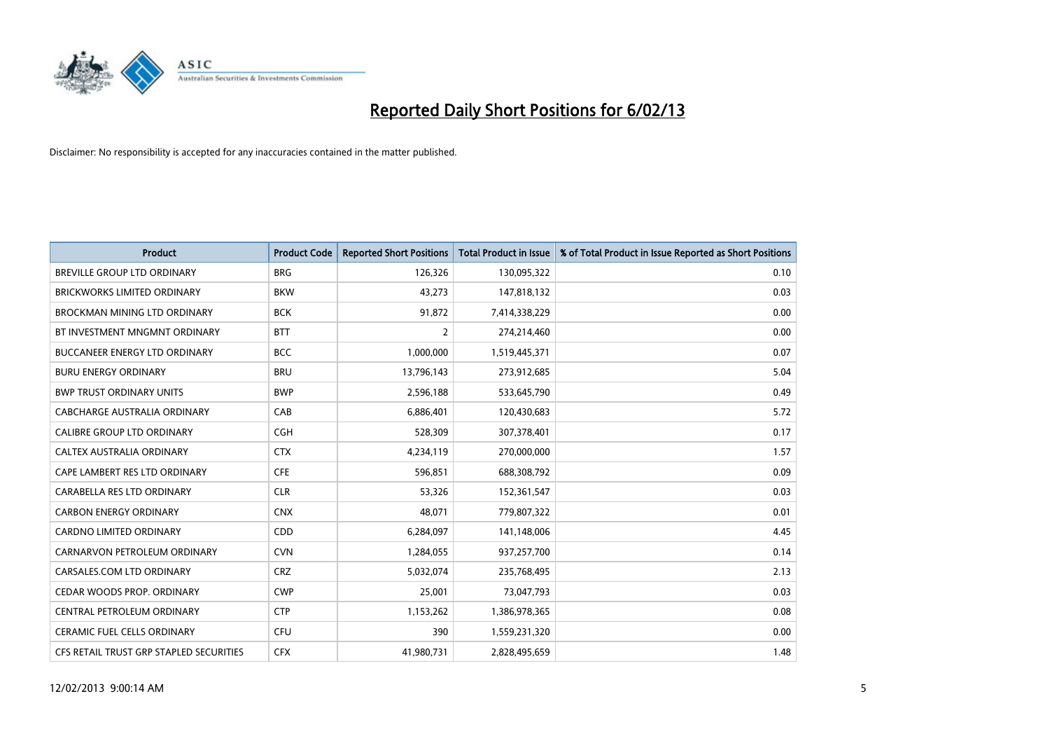# Reported Daily Short Positions for 6/02/13

Disclaimer: No responsibility is accepted for any inaccuracies contained in the matter published.

| Product | Product Code | Reported Short Positions | Total Product in Issue | % of Total Product in Issue Reported as Short Positions |
|---|---|---|---|---|
| BREVILLE GROUP LTD ORDINARY | BRG | 126,326 | 130,095,322 | 0.10 |
| BRICKWORKS LIMITED ORDINARY | BKW | 43,273 | 147,818,132 | 0.03 |
| BROCKMAN MINING LTD ORDINARY | BCK | 91,872 | 7,414,338,229 | 0.00 |
| BT INVESTMENT MNGMNT ORDINARY | BTT | 2 | 274,214,460 | 0.00 |
| BUCCANEER ENERGY LTD ORDINARY | BCC | 1,000,000 | 1,519,445,371 | 0.07 |
| BURU ENERGY ORDINARY | BRU | 13,796,143 | 273,912,685 | 5.04 |
| BWP TRUST ORDINARY UNITS | BWP | 2,596,188 | 533,645,790 | 0.49 |
| CABCHARGE AUSTRALIA ORDINARY | CAB | 6,886,401 | 120,430,683 | 5.72 |
| CALIBRE GROUP LTD ORDINARY | CGH | 528,309 | 307,378,401 | 0.17 |
| CALTEX AUSTRALIA ORDINARY | CTX | 4,234,119 | 270,000,000 | 1.57 |
| CAPE LAMBERT RES LTD ORDINARY | CFE | 596,851 | 688,308,792 | 0.09 |
| CARABELLA RES LTD ORDINARY | CLR | 53,326 | 152,361,547 | 0.03 |
| CARBON ENERGY ORDINARY | CNX | 48,071 | 779,807,322 | 0.01 |
| CARDNO LIMITED ORDINARY | CDD | 6,284,097 | 141,148,006 | 4.45 |
| CARNARVON PETROLEUM ORDINARY | CVN | 1,284,055 | 937,257,700 | 0.14 |
| CARSALES.COM LTD ORDINARY | CRZ | 5,032,074 | 235,768,495 | 2.13 |
| CEDAR WOODS PROP. ORDINARY | CWP | 25,001 | 73,047,793 | 0.03 |
| CENTRAL PETROLEUM ORDINARY | CTP | 1,153,262 | 1,386,978,365 | 0.08 |
| CERAMIC FUEL CELLS ORDINARY | CFU | 390 | 1,559,231,320 | 0.00 |
| CFS RETAIL TRUST GRP STAPLED SECURITIES | CFX | 41,980,731 | 2,828,495,659 | 1.48 |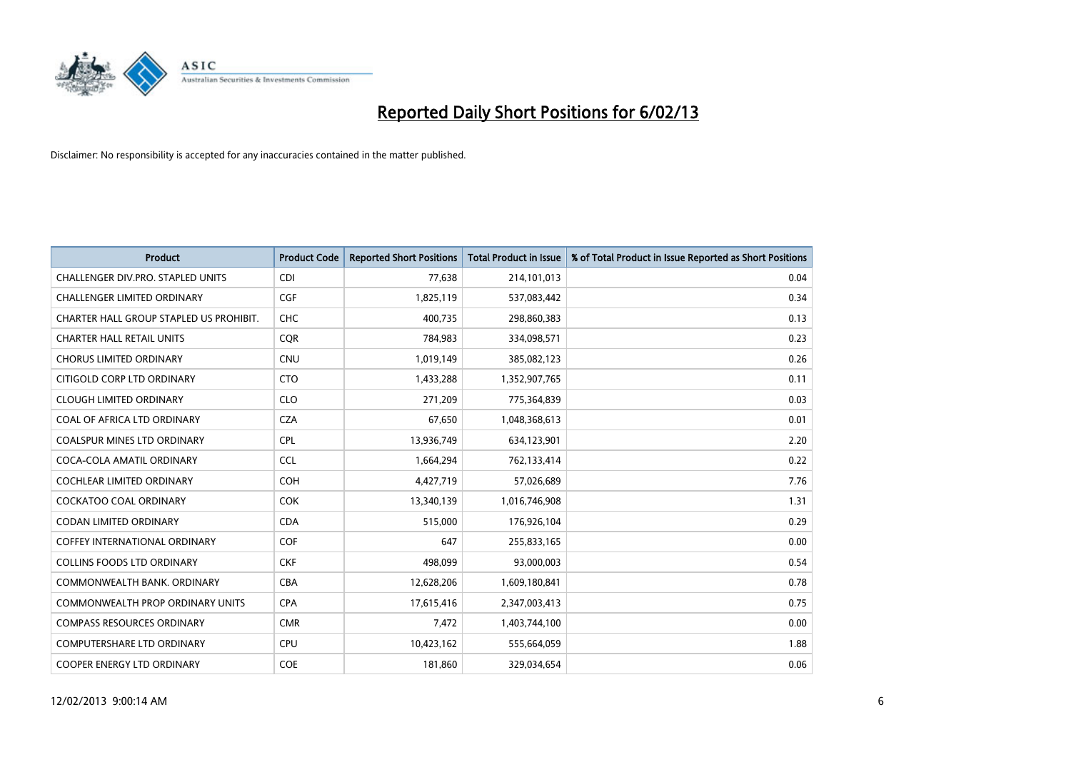# Reported Daily Short Positions for 6/02/13

Disclaimer: No responsibility is accepted for any inaccuracies contained in the matter published.

| Product | Product Code | Reported Short Positions | Total Product in Issue | % of Total Product in Issue Reported as Short Positions |
|---|---|---|---|---|
| CHALLENGER DIV.PRO. STAPLED UNITS | CDI | 77,638 | 214,101,013 | 0.04 |
| CHALLENGER LIMITED ORDINARY | CGF | 1,825,119 | 537,083,442 | 0.34 |
| CHARTER HALL GROUP STAPLED US PROHIBIT. | CHC | 400,735 | 298,860,383 | 0.13 |
| CHARTER HALL RETAIL UNITS | CQR | 784,983 | 334,098,571 | 0.23 |
| CHORUS LIMITED ORDINARY | CNU | 1,019,149 | 385,082,123 | 0.26 |
| CITIGOLD CORP LTD ORDINARY | CTO | 1,433,288 | 1,352,907,765 | 0.11 |
| CLOUGH LIMITED ORDINARY | CLO | 271,209 | 775,364,839 | 0.03 |
| COAL OF AFRICA LTD ORDINARY | CZA | 67,650 | 1,048,368,613 | 0.01 |
| COALSPUR MINES LTD ORDINARY | CPL | 13,936,749 | 634,123,901 | 2.20 |
| COCA-COLA AMATIL ORDINARY | CCL | 1,664,294 | 762,133,414 | 0.22 |
| COCHLEAR LIMITED ORDINARY | COH | 4,427,719 | 57,026,689 | 7.76 |
| COCKATOO COAL ORDINARY | COK | 13,340,139 | 1,016,746,908 | 1.31 |
| CODAN LIMITED ORDINARY | CDA | 515,000 | 176,926,104 | 0.29 |
| COFFEY INTERNATIONAL ORDINARY | COF | 647 | 255,833,165 | 0.00 |
| COLLINS FOODS LTD ORDINARY | CKF | 498,099 | 93,000,003 | 0.54 |
| COMMONWEALTH BANK. ORDINARY | CBA | 12,628,206 | 1,609,180,841 | 0.78 |
| COMMONWEALTH PROP ORDINARY UNITS | CPA | 17,615,416 | 2,347,003,413 | 0.75 |
| COMPASS RESOURCES ORDINARY | CMR | 7,472 | 1,403,744,100 | 0.00 |
| COMPUTERSHARE LTD ORDINARY | CPU | 10,423,162 | 555,664,059 | 1.88 |
| COOPER ENERGY LTD ORDINARY | COE | 181,860 | 329,034,654 | 0.06 |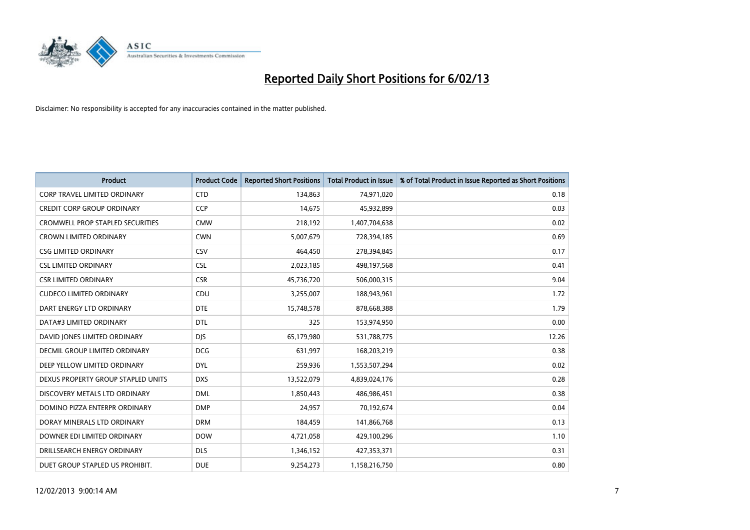# Reported Daily Short Positions for 6/02/13

Disclaimer: No responsibility is accepted for any inaccuracies contained in the matter published.

| Product | Product Code | Reported Short Positions | Total Product in Issue | % of Total Product in Issue Reported as Short Positions |
|---|---|---|---|---|
| CORP TRAVEL LIMITED ORDINARY | CTD | 134,863 | 74,971,020 | 0.18 |
| CREDIT CORP GROUP ORDINARY | CCP | 14,675 | 45,932,899 | 0.03 |
| CROMWELL PROP STAPLED SECURITIES | CMW | 218,192 | 1,407,704,638 | 0.02 |
| CROWN LIMITED ORDINARY | CWN | 5,007,679 | 728,394,185 | 0.69 |
| CSG LIMITED ORDINARY | CSV | 464,450 | 278,394,845 | 0.17 |
| CSL LIMITED ORDINARY | CSL | 2,023,185 | 498,197,568 | 0.41 |
| CSR LIMITED ORDINARY | CSR | 45,736,720 | 506,000,315 | 9.04 |
| CUDECO LIMITED ORDINARY | CDU | 3,255,007 | 188,943,961 | 1.72 |
| DART ENERGY LTD ORDINARY | DTE | 15,748,578 | 878,668,388 | 1.79 |
| DATA#3 LIMITED ORDINARY | DTL | 325 | 153,974,950 | 0.00 |
| DAVID JONES LIMITED ORDINARY | DJS | 65,179,980 | 531,788,775 | 12.26 |
| DECMIL GROUP LIMITED ORDINARY | DCG | 631,997 | 168,203,219 | 0.38 |
| DEEP YELLOW LIMITED ORDINARY | DYL | 259,936 | 1,553,507,294 | 0.02 |
| DEXUS PROPERTY GROUP STAPLED UNITS | DXS | 13,522,079 | 4,839,024,176 | 0.28 |
| DISCOVERY METALS LTD ORDINARY | DML | 1,850,443 | 486,986,451 | 0.38 |
| DOMINO PIZZA ENTERPR ORDINARY | DMP | 24,957 | 70,192,674 | 0.04 |
| DORAY MINERALS LTD ORDINARY | DRM | 184,459 | 141,866,768 | 0.13 |
| DOWNER EDI LIMITED ORDINARY | DOW | 4,721,058 | 429,100,296 | 1.10 |
| DRILLSEARCH ENERGY ORDINARY | DLS | 1,346,152 | 427,353,371 | 0.31 |
| DUET GROUP STAPLED US PROHIBIT. | DUE | 9,254,273 | 1,158,216,750 | 0.80 |

12/02/2013 9:00:14 AM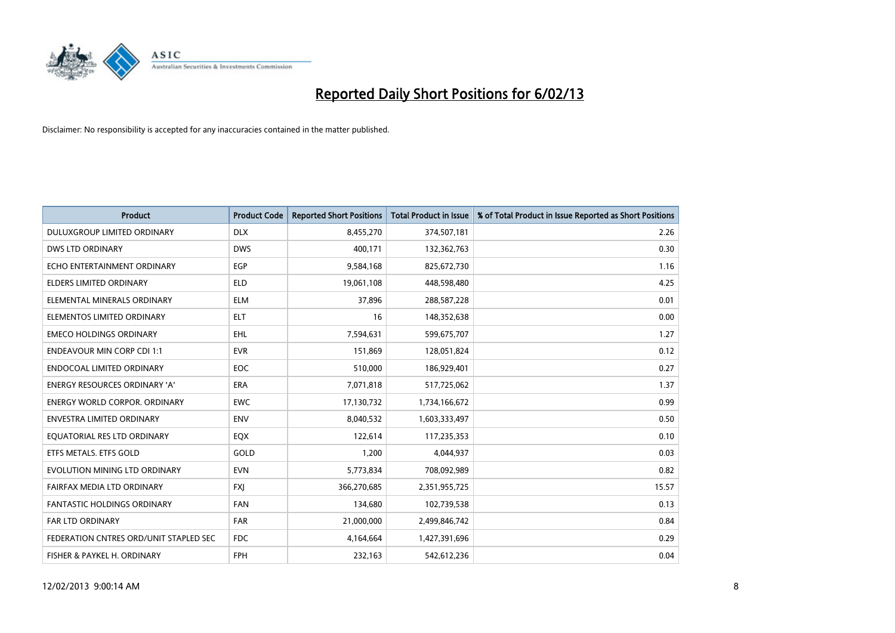# Reported Daily Short Positions for 6/02/13

Disclaimer: No responsibility is accepted for any inaccuracies contained in the matter published.

| Product | Product Code | Reported Short Positions | Total Product in Issue | % of Total Product in Issue Reported as Short Positions |
|---|---|---|---|---|
| DULUXGROUP LIMITED ORDINARY | DLX | 8,455,270 | 374,507,181 | 2.26 |
| DWS LTD ORDINARY | DWS | 400,171 | 132,362,763 | 0.30 |
| ECHO ENTERTAINMENT ORDINARY | EGP | 9,584,168 | 825,672,730 | 1.16 |
| ELDERS LIMITED ORDINARY | ELD | 19,061,108 | 448,598,480 | 4.25 |
| ELEMENTAL MINERALS ORDINARY | ELM | 37,896 | 288,587,228 | 0.01 |
| ELEMENTOS LIMITED ORDINARY | ELT | 16 | 148,352,638 | 0.00 |
| EMECO HOLDINGS ORDINARY | EHL | 7,594,631 | 599,675,707 | 1.27 |
| ENDEAVOUR MIN CORP CDI 1:1 | EVR | 151,869 | 128,051,824 | 0.12 |
| ENDOCOAL LIMITED ORDINARY | EOC | 510,000 | 186,929,401 | 0.27 |
| ENERGY RESOURCES ORDINARY 'A' | ERA | 7,071,818 | 517,725,062 | 1.37 |
| ENERGY WORLD CORPOR. ORDINARY | EWC | 17,130,732 | 1,734,166,672 | 0.99 |
| ENVESTRA LIMITED ORDINARY | ENV | 8,040,532 | 1,603,333,497 | 0.50 |
| EQUATORIAL RES LTD ORDINARY | EQX | 122,614 | 117,235,353 | 0.10 |
| ETFS METALS. ETFS GOLD | GOLD | 1,200 | 4,044,937 | 0.03 |
| EVOLUTION MINING LTD ORDINARY | EVN | 5,773,834 | 708,092,989 | 0.82 |
| FAIRFAX MEDIA LTD ORDINARY | FXJ | 366,270,685 | 2,351,955,725 | 15.57 |
| FANTASTIC HOLDINGS ORDINARY | FAN | 134,680 | 102,739,538 | 0.13 |
| FAR LTD ORDINARY | FAR | 21,000,000 | 2,499,846,742 | 0.84 |
| FEDERATION CNTRES ORD/UNIT STAPLED SEC | FDC | 4,164,664 | 1,427,391,696 | 0.29 |
| FISHER & PAYKEL H. ORDINARY | FPH | 232,163 | 542,612,236 | 0.04 |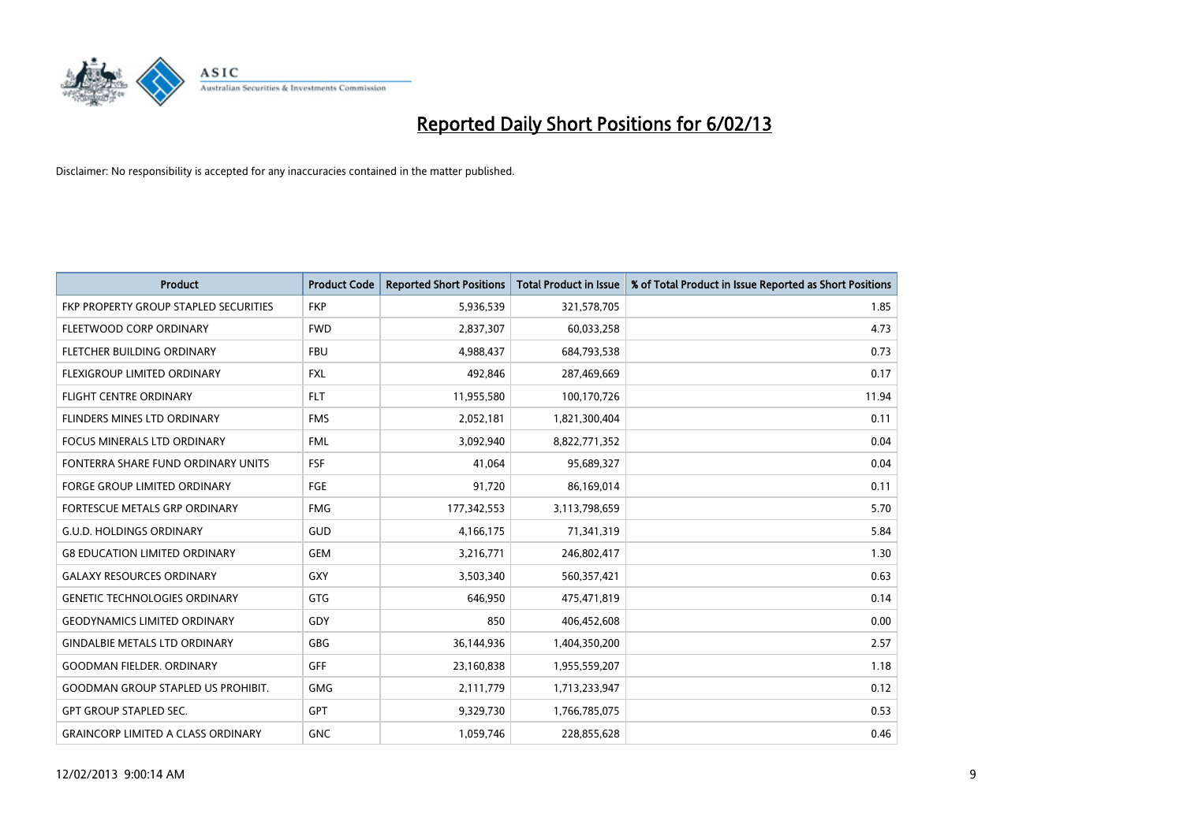# Reported Daily Short Positions for 6/02/13

Disclaimer: No responsibility is accepted for any inaccuracies contained in the matter published.

| Product | Product Code | Reported Short Positions | Total Product in Issue | % of Total Product in Issue Reported as Short Positions |
|---|---|---|---|---|
| FKP PROPERTY GROUP STAPLED SECURITIES | FKP | 5,936,539 | 321,578,705 | 1.85 |
| FLEETWOOD CORP ORDINARY | FWD | 2,837,307 | 60,033,258 | 4.73 |
| FLETCHER BUILDING ORDINARY | FBU | 4,988,437 | 684,793,538 | 0.73 |
| FLEXIGROUP LIMITED ORDINARY | FXL | 492,846 | 287,469,669 | 0.17 |
| FLIGHT CENTRE ORDINARY | FLT | 11,955,580 | 100,170,726 | 11.94 |
| FLINDERS MINES LTD ORDINARY | FMS | 2,052,181 | 1,821,300,404 | 0.11 |
| FOCUS MINERALS LTD ORDINARY | FML | 3,092,940 | 8,822,771,352 | 0.04 |
| FONTERRA SHARE FUND ORDINARY UNITS | FSF | 41,064 | 95,689,327 | 0.04 |
| FORGE GROUP LIMITED ORDINARY | FGE | 91,720 | 86,169,014 | 0.11 |
| FORTESCUE METALS GRP ORDINARY | FMG | 177,342,553 | 3,113,798,659 | 5.70 |
| G.U.D. HOLDINGS ORDINARY | GUD | 4,166,175 | 71,341,319 | 5.84 |
| G8 EDUCATION LIMITED ORDINARY | GEM | 3,216,771 | 246,802,417 | 1.30 |
| GALAXY RESOURCES ORDINARY | GXY | 3,503,340 | 560,357,421 | 0.63 |
| GENETIC TECHNOLOGIES ORDINARY | GTG | 646,950 | 475,471,819 | 0.14 |
| GEODYNAMICS LIMITED ORDINARY | GDY | 850 | 406,452,608 | 0.00 |
| GINDALBIE METALS LTD ORDINARY | GBG | 36,144,936 | 1,404,350,200 | 2.57 |
| GOODMAN FIELDER. ORDINARY | GFF | 23,160,838 | 1,955,559,207 | 1.18 |
| GOODMAN GROUP STAPLED US PROHIBIT. | GMG | 2,111,779 | 1,713,233,947 | 0.12 |
| GPT GROUP STAPLED SEC. | GPT | 9,329,730 | 1,766,785,075 | 0.53 |
| GRAINCORP LIMITED A CLASS ORDINARY | GNC | 1,059,746 | 228,855,628 | 0.46 |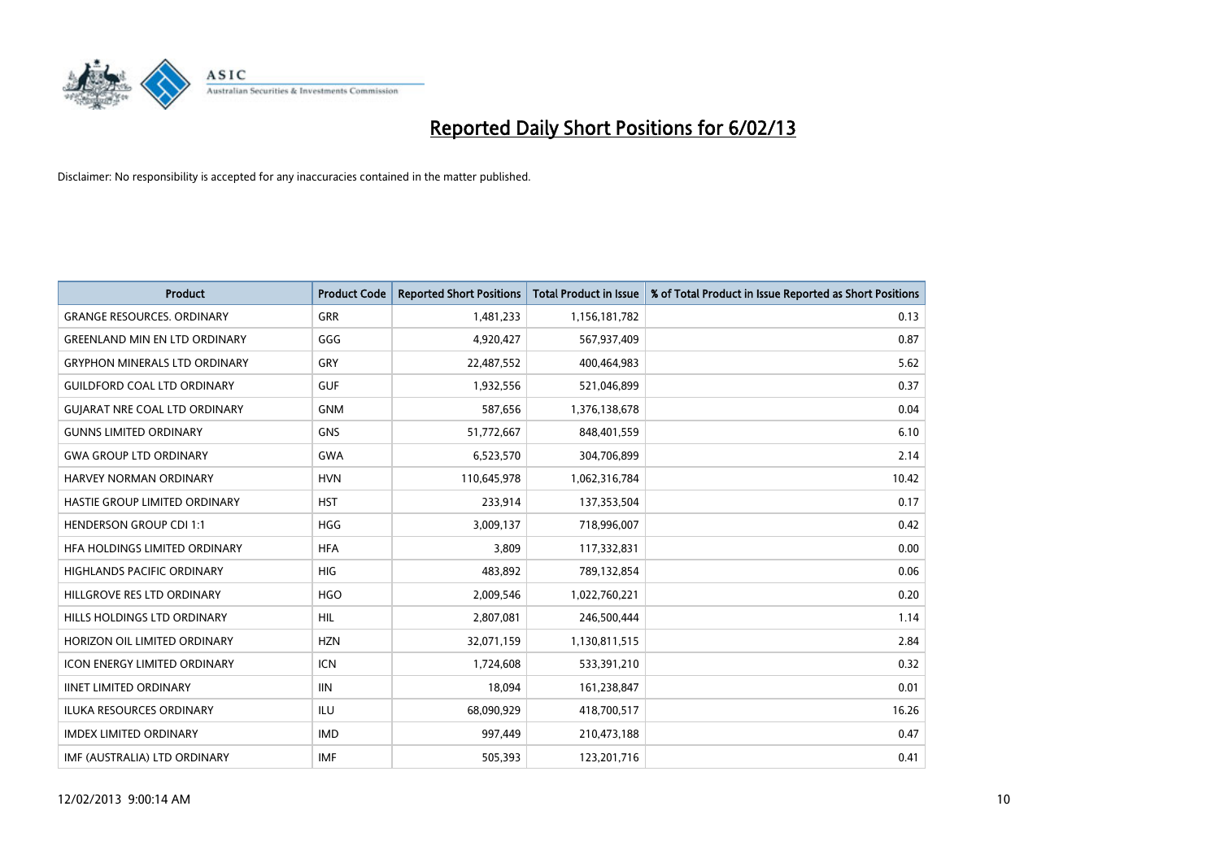# Reported Daily Short Positions for 6/02/13

Disclaimer: No responsibility is accepted for any inaccuracies contained in the matter published.

| Product | Product Code | Reported Short Positions | Total Product in Issue | % of Total Product in Issue Reported as Short Positions |
|---|---|---|---|---|
| GRANGE RESOURCES. ORDINARY | GRR | 1,481,233 | 1,156,181,782 | 0.13 |
| GREENLAND MIN EN LTD ORDINARY | GGG | 4,920,427 | 567,937,409 | 0.87 |
| GRYPHON MINERALS LTD ORDINARY | GRY | 22,487,552 | 400,464,983 | 5.62 |
| GUILDFORD COAL LTD ORDINARY | GUF | 1,932,556 | 521,046,899 | 0.37 |
| GUJARAT NRE COAL LTD ORDINARY | GNM | 587,656 | 1,376,138,678 | 0.04 |
| GUNNS LIMITED ORDINARY | GNS | 51,772,667 | 848,401,559 | 6.10 |
| GWA GROUP LTD ORDINARY | GWA | 6,523,570 | 304,706,899 | 2.14 |
| HARVEY NORMAN ORDINARY | HVN | 110,645,978 | 1,062,316,784 | 10.42 |
| HASTIE GROUP LIMITED ORDINARY | HST | 233,914 | 137,353,504 | 0.17 |
| HENDERSON GROUP CDI 1:1 | HGG | 3,009,137 | 718,996,007 | 0.42 |
| HFA HOLDINGS LIMITED ORDINARY | HFA | 3,809 | 117,332,831 | 0.00 |
| HIGHLANDS PACIFIC ORDINARY | HIG | 483,892 | 789,132,854 | 0.06 |
| HILLGROVE RES LTD ORDINARY | HGO | 2,009,546 | 1,022,760,221 | 0.20 |
| HILLS HOLDINGS LTD ORDINARY | HIL | 2,807,081 | 246,500,444 | 1.14 |
| HORIZON OIL LIMITED ORDINARY | HZN | 32,071,159 | 1,130,811,515 | 2.84 |
| ICON ENERGY LIMITED ORDINARY | ICN | 1,724,608 | 533,391,210 | 0.32 |
| IINET LIMITED ORDINARY | IIN | 18,094 | 161,238,847 | 0.01 |
| ILUKA RESOURCES ORDINARY | ILU | 68,090,929 | 418,700,517 | 16.26 |
| IMDEX LIMITED ORDINARY | IMD | 997,449 | 210,473,188 | 0.47 |
| IMF (AUSTRALIA) LTD ORDINARY | IMF | 505,393 | 123,201,716 | 0.41 |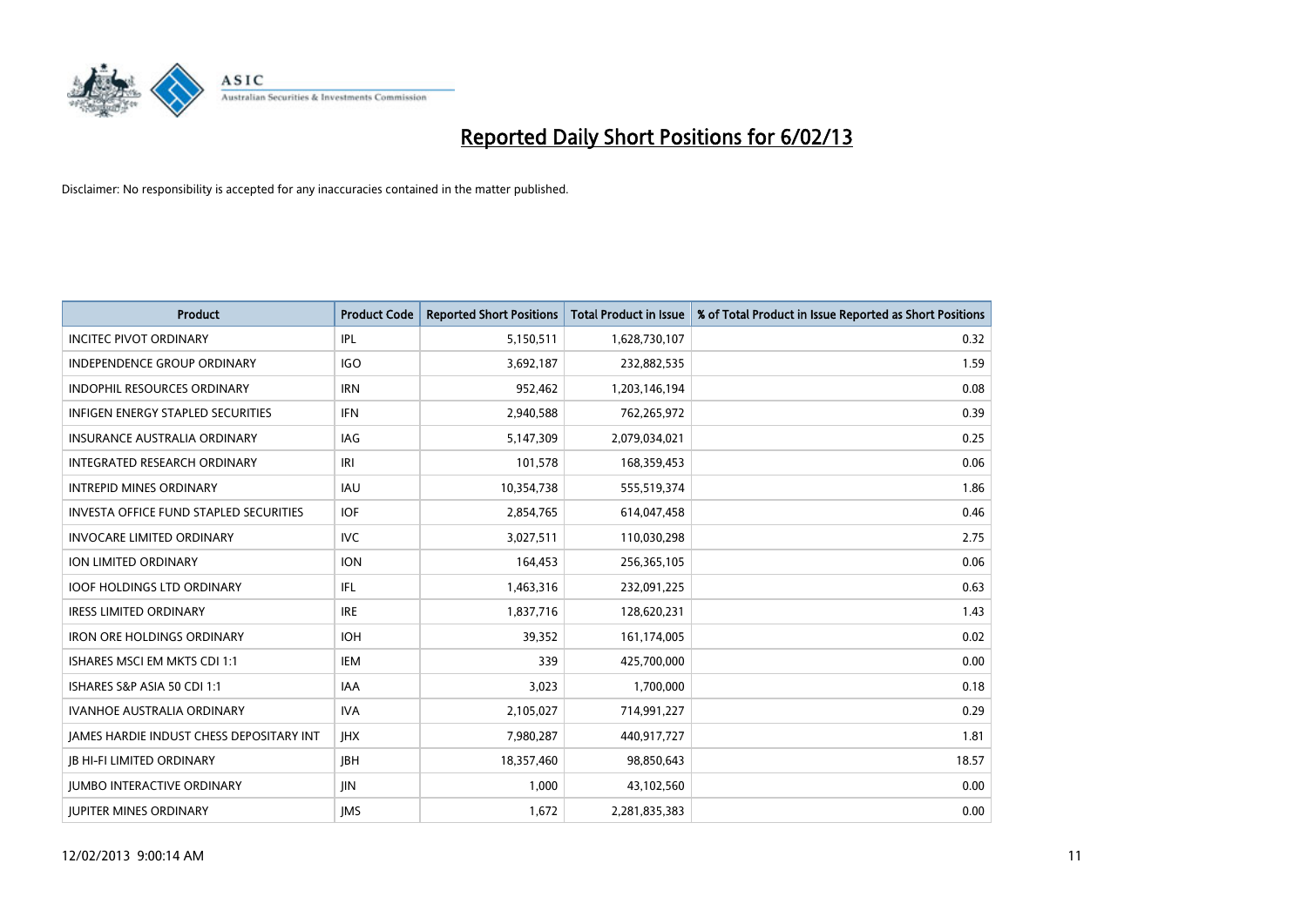# Reported Daily Short Positions for 6/02/13

Disclaimer: No responsibility is accepted for any inaccuracies contained in the matter published.

| Product | Product Code | Reported Short Positions | Total Product in Issue | % of Total Product in Issue Reported as Short Positions |
|---|---|---|---|---|
| INCITEC PIVOT ORDINARY | IPL | 5,150,511 | 1,628,730,107 | 0.32 |
| INDEPENDENCE GROUP ORDINARY | IGO | 3,692,187 | 232,882,535 | 1.59 |
| INDOPHIL RESOURCES ORDINARY | IRN | 952,462 | 1,203,146,194 | 0.08 |
| INFIGEN ENERGY STAPLED SECURITIES | IFN | 2,940,588 | 762,265,972 | 0.39 |
| INSURANCE AUSTRALIA ORDINARY | IAG | 5,147,309 | 2,079,034,021 | 0.25 |
| INTEGRATED RESEARCH ORDINARY | IRI | 101,578 | 168,359,453 | 0.06 |
| INTREPID MINES ORDINARY | IAU | 10,354,738 | 555,519,374 | 1.86 |
| INVESTA OFFICE FUND STAPLED SECURITIES | IOF | 2,854,765 | 614,047,458 | 0.46 |
| INVOCARE LIMITED ORDINARY | IVC | 3,027,511 | 110,030,298 | 2.75 |
| ION LIMITED ORDINARY | ION | 164,453 | 256,365,105 | 0.06 |
| IOOF HOLDINGS LTD ORDINARY | IFL | 1,463,316 | 232,091,225 | 0.63 |
| IRESS LIMITED ORDINARY | IRE | 1,837,716 | 128,620,231 | 1.43 |
| IRON ORE HOLDINGS ORDINARY | IOH | 39,352 | 161,174,005 | 0.02 |
| ISHARES MSCI EM MKTS CDI 1:1 | IEM | 339 | 425,700,000 | 0.00 |
| ISHARES S&P ASIA 50 CDI 1:1 | IAA | 3,023 | 1,700,000 | 0.18 |
| IVANHOE AUSTRALIA ORDINARY | IVA | 2,105,027 | 714,991,227 | 0.29 |
| JAMES HARDIE INDUST CHESS DEPOSITARY INT | JHX | 7,980,287 | 440,917,727 | 1.81 |
| JB HI-FI LIMITED ORDINARY | JBH | 18,357,460 | 98,850,643 | 18.57 |
| JUMBO INTERACTIVE ORDINARY | JIN | 1,000 | 43,102,560 | 0.00 |
| JUPITER MINES ORDINARY | JMS | 1,672 | 2,281,835,383 | 0.00 |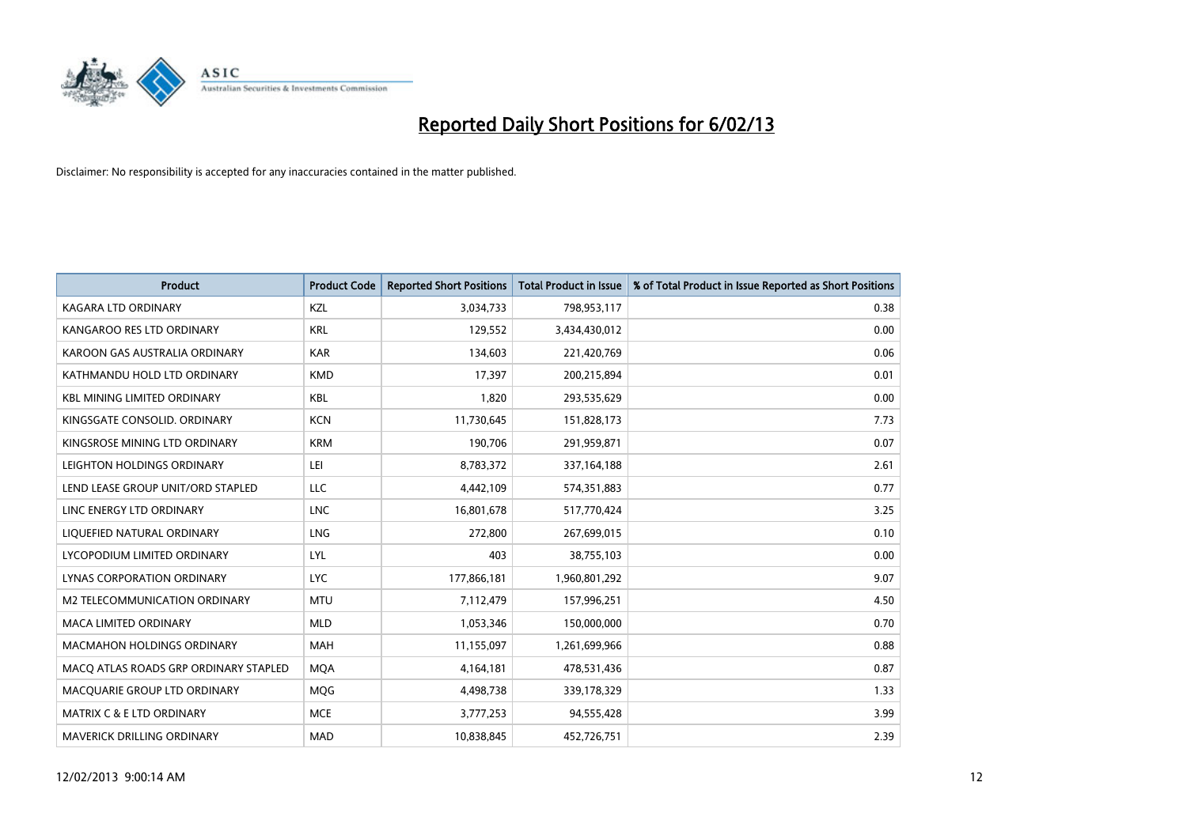# Reported Daily Short Positions for 6/02/13

Disclaimer: No responsibility is accepted for any inaccuracies contained in the matter published.

| Product | Product Code | Reported Short Positions | Total Product in Issue | % of Total Product in Issue Reported as Short Positions |
|---|---|---|---|---|
| KAGARA LTD ORDINARY | KZL | 3,034,733 | 798,953,117 | 0.38 |
| KANGAROO RES LTD ORDINARY | KRL | 129,552 | 3,434,430,012 | 0.00 |
| KAROON GAS AUSTRALIA ORDINARY | KAR | 134,603 | 221,420,769 | 0.06 |
| KATHMANDU HOLD LTD ORDINARY | KMD | 17,397 | 200,215,894 | 0.01 |
| KBL MINING LIMITED ORDINARY | KBL | 1,820 | 293,535,629 | 0.00 |
| KINGSGATE CONSOLID. ORDINARY | KCN | 11,730,645 | 151,828,173 | 7.73 |
| KINGSROSE MINING LTD ORDINARY | KRM | 190,706 | 291,959,871 | 0.07 |
| LEIGHTON HOLDINGS ORDINARY | LEI | 8,783,372 | 337,164,188 | 2.61 |
| LEND LEASE GROUP UNIT/ORD STAPLED | LLC | 4,442,109 | 574,351,883 | 0.77 |
| LINC ENERGY LTD ORDINARY | LNC | 16,801,678 | 517,770,424 | 3.25 |
| LIQUEFIED NATURAL ORDINARY | LNG | 272,800 | 267,699,015 | 0.10 |
| LYCOPODIUM LIMITED ORDINARY | LYL | 403 | 38,755,103 | 0.00 |
| LYNAS CORPORATION ORDINARY | LYC | 177,866,181 | 1,960,801,292 | 9.07 |
| M2 TELECOMMUNICATION ORDINARY | MTU | 7,112,479 | 157,996,251 | 4.50 |
| MACA LIMITED ORDINARY | MLD | 1,053,346 | 150,000,000 | 0.70 |
| MACMAHON HOLDINGS ORDINARY | MAH | 11,155,097 | 1,261,699,966 | 0.88 |
| MACQ ATLAS ROADS GRP ORDINARY STAPLED | MQA | 4,164,181 | 478,531,436 | 0.87 |
| MACQUARIE GROUP LTD ORDINARY | MQG | 4,498,738 | 339,178,329 | 1.33 |
| MATRIX C & E LTD ORDINARY | MCE | 3,777,253 | 94,555,428 | 3.99 |
| MAVERICK DRILLING ORDINARY | MAD | 10,838,845 | 452,726,751 | 2.39 |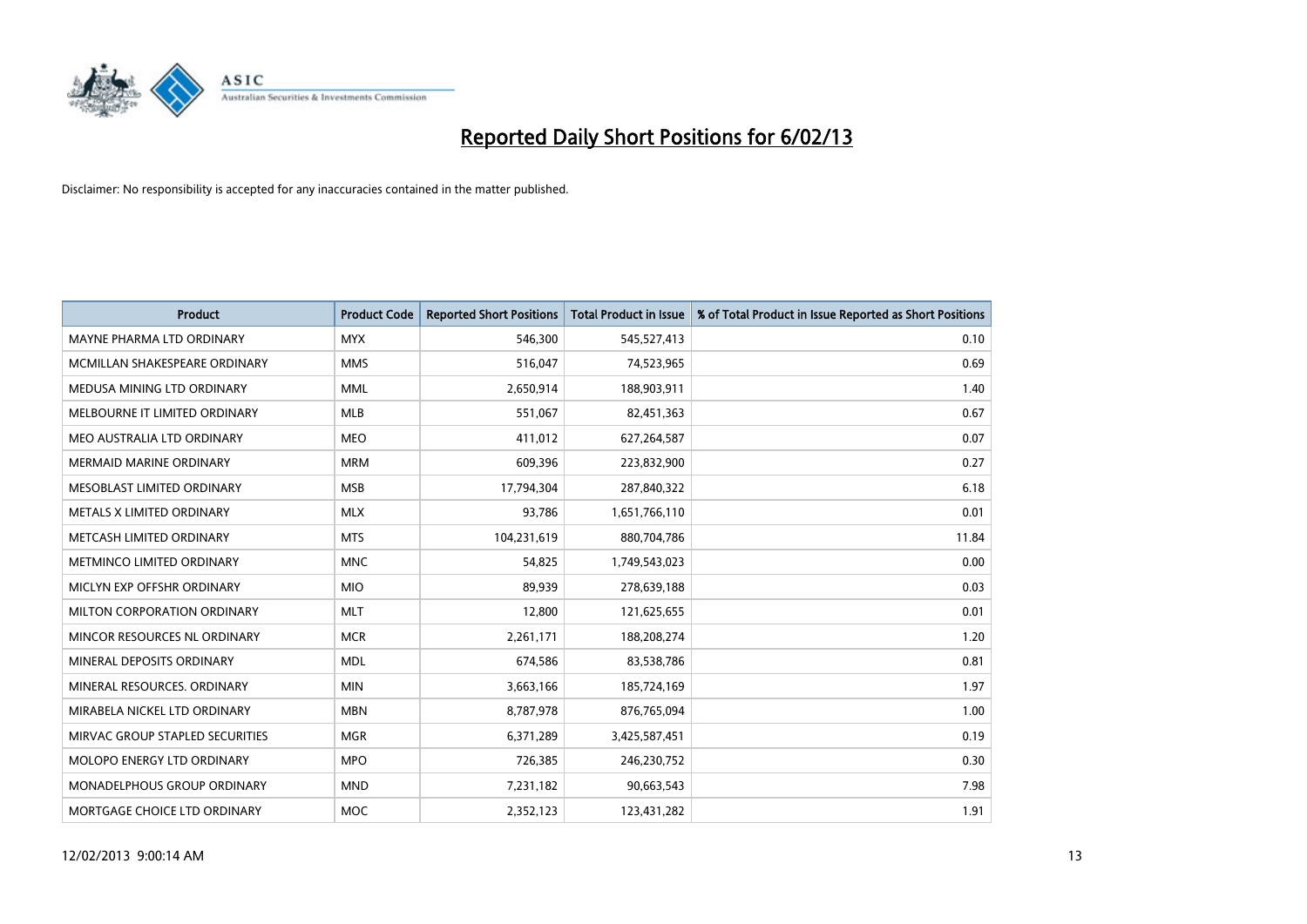# Reported Daily Short Positions for 6/02/13

Disclaimer: No responsibility is accepted for any inaccuracies contained in the matter published.

| Product | Product Code | Reported Short Positions | Total Product in Issue | % of Total Product in Issue Reported as Short Positions |
|---|---|---|---|---|
| MAYNE PHARMA LTD ORDINARY | MYX | 546,300 | 545,527,413 | 0.10 |
| MCMILLAN SHAKESPEARE ORDINARY | MMS | 516,047 | 74,523,965 | 0.69 |
| MEDUSA MINING LTD ORDINARY | MML | 2,650,914 | 188,903,911 | 1.40 |
| MELBOURNE IT LIMITED ORDINARY | MLB | 551,067 | 82,451,363 | 0.67 |
| MEO AUSTRALIA LTD ORDINARY | MEO | 411,012 | 627,264,587 | 0.07 |
| MERMAID MARINE ORDINARY | MRM | 609,396 | 223,832,900 | 0.27 |
| MESOBLAST LIMITED ORDINARY | MSB | 17,794,304 | 287,840,322 | 6.18 |
| METALS X LIMITED ORDINARY | MLX | 93,786 | 1,651,766,110 | 0.01 |
| METCASH LIMITED ORDINARY | MTS | 104,231,619 | 880,704,786 | 11.84 |
| METMINCO LIMITED ORDINARY | MNC | 54,825 | 1,749,543,023 | 0.00 |
| MICLYN EXP OFFSHR ORDINARY | MIO | 89,939 | 278,639,188 | 0.03 |
| MILTON CORPORATION ORDINARY | MLT | 12,800 | 121,625,655 | 0.01 |
| MINCOR RESOURCES NL ORDINARY | MCR | 2,261,171 | 188,208,274 | 1.20 |
| MINERAL DEPOSITS ORDINARY | MDL | 674,586 | 83,538,786 | 0.81 |
| MINERAL RESOURCES. ORDINARY | MIN | 3,663,166 | 185,724,169 | 1.97 |
| MIRABELA NICKEL LTD ORDINARY | MBN | 8,787,978 | 876,765,094 | 1.00 |
| MIRVAC GROUP STAPLED SECURITIES | MGR | 6,371,289 | 3,425,587,451 | 0.19 |
| MOLOPO ENERGY LTD ORDINARY | MPO | 726,385 | 246,230,752 | 0.30 |
| MONADELPHOUS GROUP ORDINARY | MND | 7,231,182 | 90,663,543 | 7.98 |
| MORTGAGE CHOICE LTD ORDINARY | MOC | 2,352,123 | 123,431,282 | 1.91 |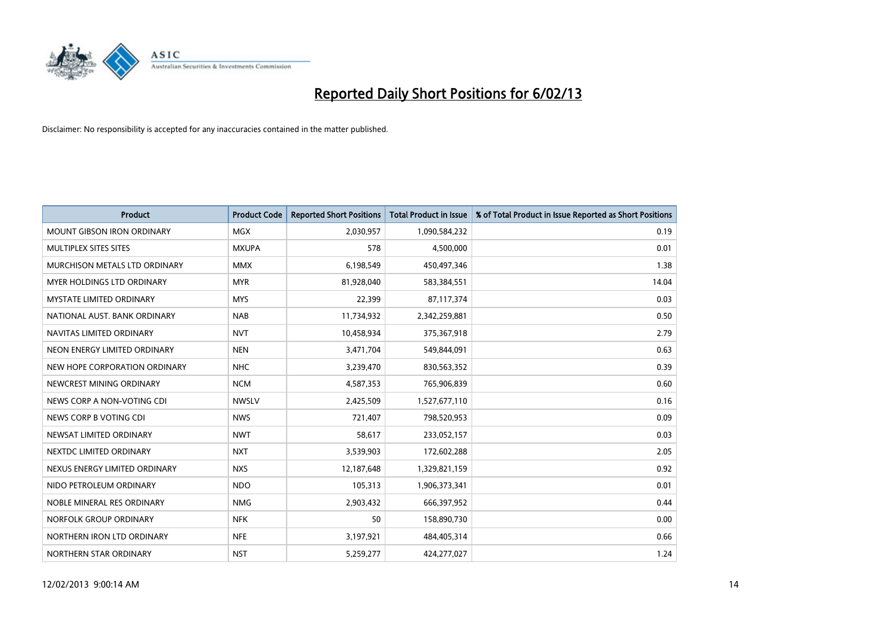# Reported Daily Short Positions for 6/02/13

Disclaimer: No responsibility is accepted for any inaccuracies contained in the matter published.

| Product | Product Code | Reported Short Positions | Total Product in Issue | % of Total Product in Issue Reported as Short Positions |
|---|---|---|---|---|
| MOUNT GIBSON IRON ORDINARY | MGX | 2,030,957 | 1,090,584,232 | 0.19 |
| MULTIPLEX SITES SITES | MXUPA | 578 | 4,500,000 | 0.01 |
| MURCHISON METALS LTD ORDINARY | MMX | 6,198,549 | 450,497,346 | 1.38 |
| MYER HOLDINGS LTD ORDINARY | MYR | 81,928,040 | 583,384,551 | 14.04 |
| MYSTATE LIMITED ORDINARY | MYS | 22,399 | 87,117,374 | 0.03 |
| NATIONAL AUST. BANK ORDINARY | NAB | 11,734,932 | 2,342,259,881 | 0.50 |
| NAVITAS LIMITED ORDINARY | NVT | 10,458,934 | 375,367,918 | 2.79 |
| NEON ENERGY LIMITED ORDINARY | NEN | 3,471,704 | 549,844,091 | 0.63 |
| NEW HOPE CORPORATION ORDINARY | NHC | 3,239,470 | 830,563,352 | 0.39 |
| NEWCREST MINING ORDINARY | NCM | 4,587,353 | 765,906,839 | 0.60 |
| NEWS CORP A NON-VOTING CDI | NWSLV | 2,425,509 | 1,527,677,110 | 0.16 |
| NEWS CORP B VOTING CDI | NWS | 721,407 | 798,520,953 | 0.09 |
| NEWSAT LIMITED ORDINARY | NWT | 58,617 | 233,052,157 | 0.03 |
| NEXTDC LIMITED ORDINARY | NXT | 3,539,903 | 172,602,288 | 2.05 |
| NEXUS ENERGY LIMITED ORDINARY | NXS | 12,187,648 | 1,329,821,159 | 0.92 |
| NIDO PETROLEUM ORDINARY | NDO | 105,313 | 1,906,373,341 | 0.01 |
| NOBLE MINERAL RES ORDINARY | NMG | 2,903,432 | 666,397,952 | 0.44 |
| NORFOLK GROUP ORDINARY | NFK | 50 | 158,890,730 | 0.00 |
| NORTHERN IRON LTD ORDINARY | NFE | 3,197,921 | 484,405,314 | 0.66 |
| NORTHERN STAR ORDINARY | NST | 5,259,277 | 424,277,027 | 1.24 |

12/02/2013 9:00:14 AM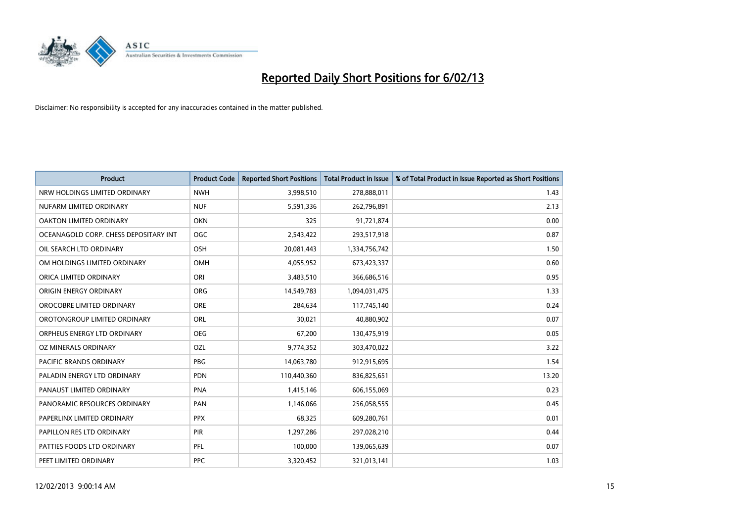# Reported Daily Short Positions for 6/02/13

Disclaimer: No responsibility is accepted for any inaccuracies contained in the matter published.

| Product | Product Code | Reported Short Positions | Total Product in Issue | % of Total Product in Issue Reported as Short Positions |
|---|---|---|---|---|
| NRW HOLDINGS LIMITED ORDINARY | NWH | 3,998,510 | 278,888,011 | 1.43 |
| NUFARM LIMITED ORDINARY | NUF | 5,591,336 | 262,796,891 | 2.13 |
| OAKTON LIMITED ORDINARY | OKN | 325 | 91,721,874 | 0.00 |
| OCEANAGOLD CORP. CHESS DEPOSITARY INT | OGC | 2,543,422 | 293,517,918 | 0.87 |
| OIL SEARCH LTD ORDINARY | OSH | 20,081,443 | 1,334,756,742 | 1.50 |
| OM HOLDINGS LIMITED ORDINARY | OMH | 4,055,952 | 673,423,337 | 0.60 |
| ORICA LIMITED ORDINARY | ORI | 3,483,510 | 366,686,516 | 0.95 |
| ORIGIN ENERGY ORDINARY | ORG | 14,549,783 | 1,094,031,475 | 1.33 |
| OROCOBRE LIMITED ORDINARY | ORE | 284,634 | 117,745,140 | 0.24 |
| OROTONGROUP LIMITED ORDINARY | ORL | 30,021 | 40,880,902 | 0.07 |
| ORPHEUS ENERGY LTD ORDINARY | OEG | 67,200 | 130,475,919 | 0.05 |
| OZ MINERALS ORDINARY | OZL | 9,774,352 | 303,470,022 | 3.22 |
| PACIFIC BRANDS ORDINARY | PBG | 14,063,780 | 912,915,695 | 1.54 |
| PALADIN ENERGY LTD ORDINARY | PDN | 110,440,360 | 836,825,651 | 13.20 |
| PANAUST LIMITED ORDINARY | PNA | 1,415,146 | 606,155,069 | 0.23 |
| PANORAMIC RESOURCES ORDINARY | PAN | 1,146,066 | 256,058,555 | 0.45 |
| PAPERLINX LIMITED ORDINARY | PPX | 68,325 | 609,280,761 | 0.01 |
| PAPILLON RES LTD ORDINARY | PIR | 1,297,286 | 297,028,210 | 0.44 |
| PATTIES FOODS LTD ORDINARY | PFL | 100,000 | 139,065,639 | 0.07 |
| PEET LIMITED ORDINARY | PPC | 3,320,452 | 321,013,141 | 1.03 |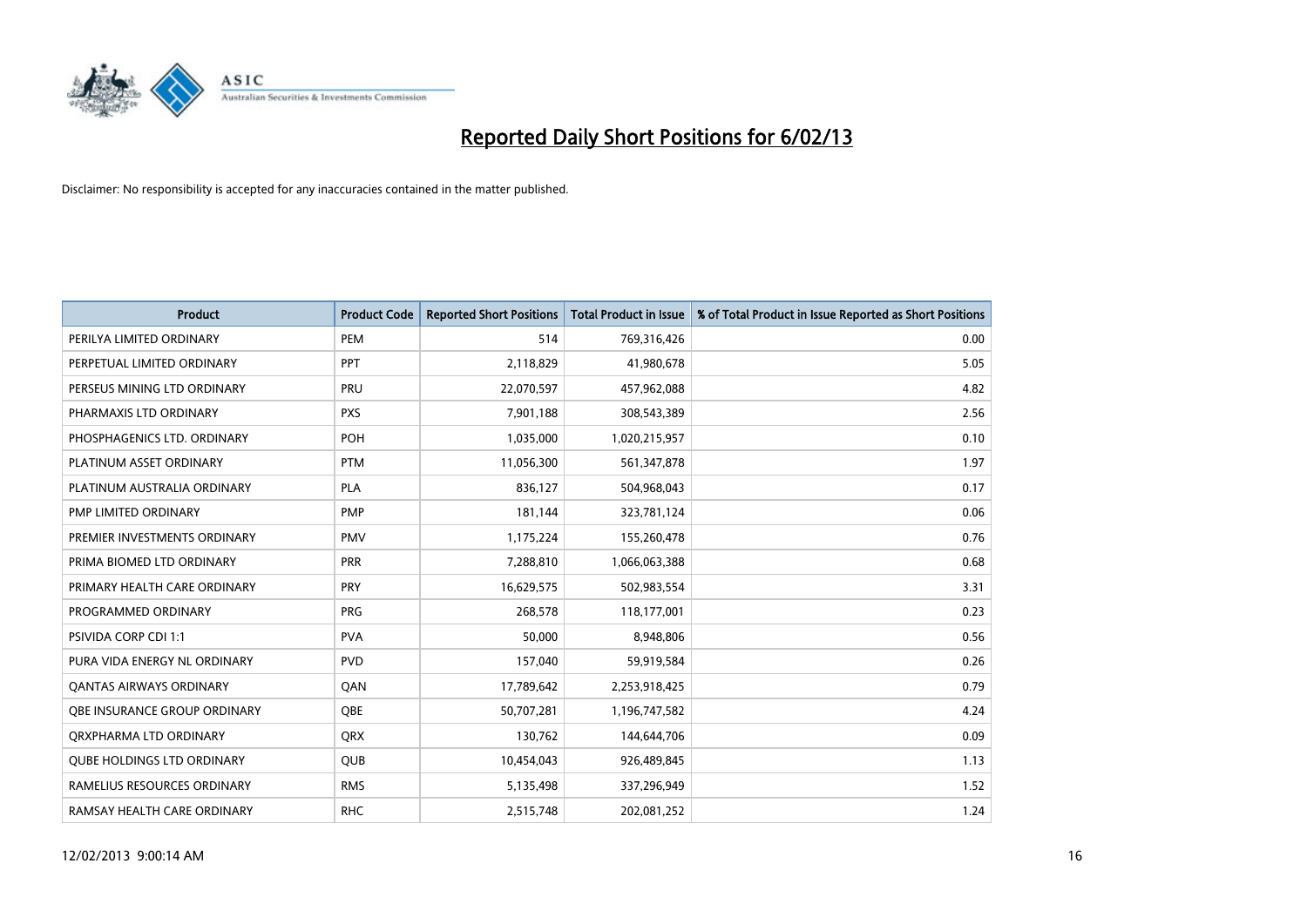# Reported Daily Short Positions for 6/02/13

Disclaimer: No responsibility is accepted for any inaccuracies contained in the matter published.

| Product | Product Code | Reported Short Positions | Total Product in Issue | % of Total Product in Issue Reported as Short Positions |
|---|---|---|---|---|
| PERILYA LIMITED ORDINARY | PEM | 514 | 769,316,426 | 0.00 |
| PERPETUAL LIMITED ORDINARY | PPT | 2,118,829 | 41,980,678 | 5.05 |
| PERSEUS MINING LTD ORDINARY | PRU | 22,070,597 | 457,962,088 | 4.82 |
| PHARMAXIS LTD ORDINARY | PXS | 7,901,188 | 308,543,389 | 2.56 |
| PHOSPHAGENICS LTD. ORDINARY | POH | 1,035,000 | 1,020,215,957 | 0.10 |
| PLATINUM ASSET ORDINARY | PTM | 11,056,300 | 561,347,878 | 1.97 |
| PLATINUM AUSTRALIA ORDINARY | PLA | 836,127 | 504,968,043 | 0.17 |
| PMP LIMITED ORDINARY | PMP | 181,144 | 323,781,124 | 0.06 |
| PREMIER INVESTMENTS ORDINARY | PMV | 1,175,224 | 155,260,478 | 0.76 |
| PRIMA BIOMED LTD ORDINARY | PRR | 7,288,810 | 1,066,063,388 | 0.68 |
| PRIMARY HEALTH CARE ORDINARY | PRY | 16,629,575 | 502,983,554 | 3.31 |
| PROGRAMMED ORDINARY | PRG | 268,578 | 118,177,001 | 0.23 |
| PSIVIDA CORP CDI 1:1 | PVA | 50,000 | 8,948,806 | 0.56 |
| PURA VIDA ENERGY NL ORDINARY | PVD | 157,040 | 59,919,584 | 0.26 |
| QANTAS AIRWAYS ORDINARY | QAN | 17,789,642 | 2,253,918,425 | 0.79 |
| QBE INSURANCE GROUP ORDINARY | QBE | 50,707,281 | 1,196,747,582 | 4.24 |
| QRXPHARMA LTD ORDINARY | QRX | 130,762 | 144,644,706 | 0.09 |
| QUBE HOLDINGS LTD ORDINARY | QUB | 10,454,043 | 926,489,845 | 1.13 |
| RAMELIUS RESOURCES ORDINARY | RMS | 5,135,498 | 337,296,949 | 1.52 |
| RAMSAY HEALTH CARE ORDINARY | RHC | 2,515,748 | 202,081,252 | 1.24 |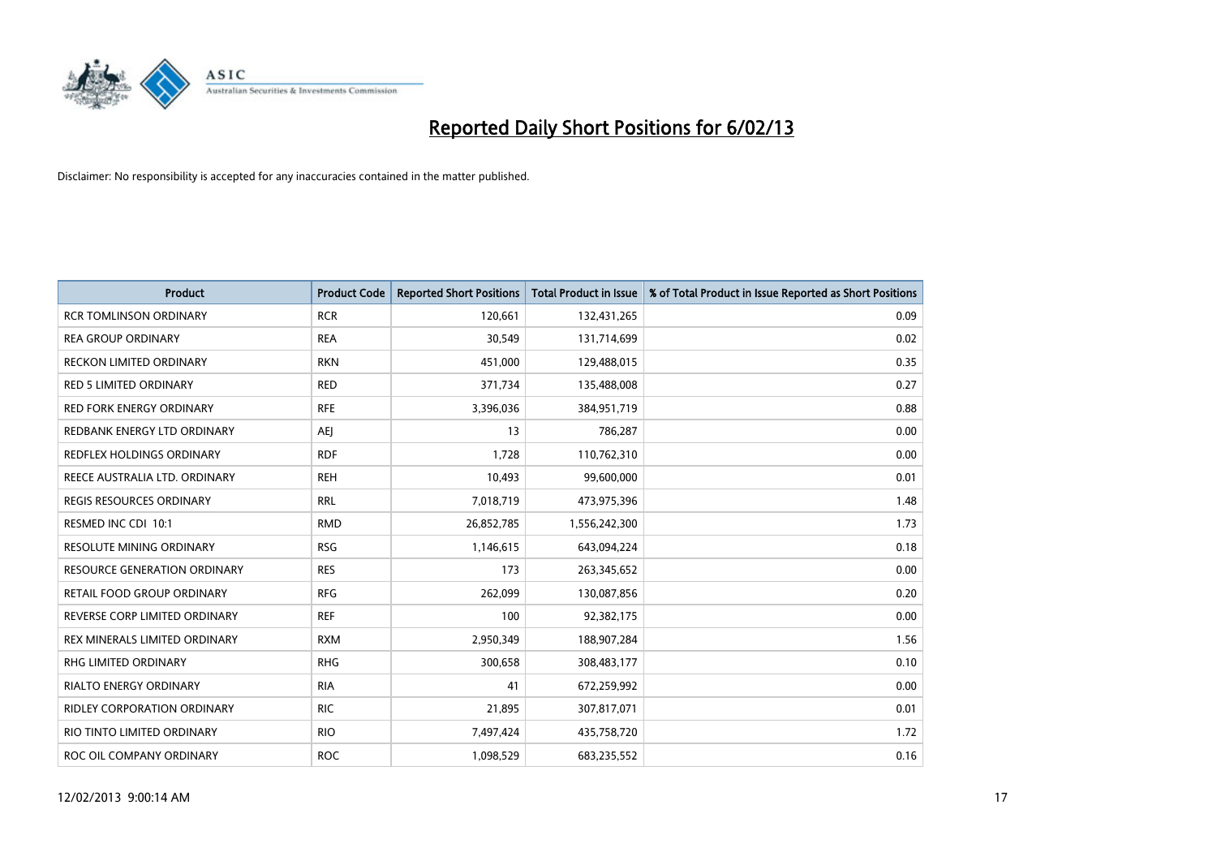# Reported Daily Short Positions for 6/02/13

Disclaimer: No responsibility is accepted for any inaccuracies contained in the matter published.

| Product | Product Code | Reported Short Positions | Total Product in Issue | % of Total Product in Issue Reported as Short Positions |
|---|---|---|---|---|
| RCR TOMLINSON ORDINARY | RCR | 120,661 | 132,431,265 | 0.09 |
| REA GROUP ORDINARY | REA | 30,549 | 131,714,699 | 0.02 |
| RECKON LIMITED ORDINARY | RKN | 451,000 | 129,488,015 | 0.35 |
| RED 5 LIMITED ORDINARY | RED | 371,734 | 135,488,008 | 0.27 |
| RED FORK ENERGY ORDINARY | RFE | 3,396,036 | 384,951,719 | 0.88 |
| REDBANK ENERGY LTD ORDINARY | AEJ | 13 | 786,287 | 0.00 |
| REDFLEX HOLDINGS ORDINARY | RDF | 1,728 | 110,762,310 | 0.00 |
| REECE AUSTRALIA LTD. ORDINARY | REH | 10,493 | 99,600,000 | 0.01 |
| REGIS RESOURCES ORDINARY | RRL | 7,018,719 | 473,975,396 | 1.48 |
| RESMED INC CDI 10:1 | RMD | 26,852,785 | 1,556,242,300 | 1.73 |
| RESOLUTE MINING ORDINARY | RSG | 1,146,615 | 643,094,224 | 0.18 |
| RESOURCE GENERATION ORDINARY | RES | 173 | 263,345,652 | 0.00 |
| RETAIL FOOD GROUP ORDINARY | RFG | 262,099 | 130,087,856 | 0.20 |
| REVERSE CORP LIMITED ORDINARY | REF | 100 | 92,382,175 | 0.00 |
| REX MINERALS LIMITED ORDINARY | RXM | 2,950,349 | 188,907,284 | 1.56 |
| RHG LIMITED ORDINARY | RHG | 300,658 | 308,483,177 | 0.10 |
| RIALTO ENERGY ORDINARY | RIA | 41 | 672,259,992 | 0.00 |
| RIDLEY CORPORATION ORDINARY | RIC | 21,895 | 307,817,071 | 0.01 |
| RIO TINTO LIMITED ORDINARY | RIO | 7,497,424 | 435,758,720 | 1.72 |
| ROC OIL COMPANY ORDINARY | ROC | 1,098,529 | 683,235,552 | 0.16 |

12/02/2013 9:00:14 AM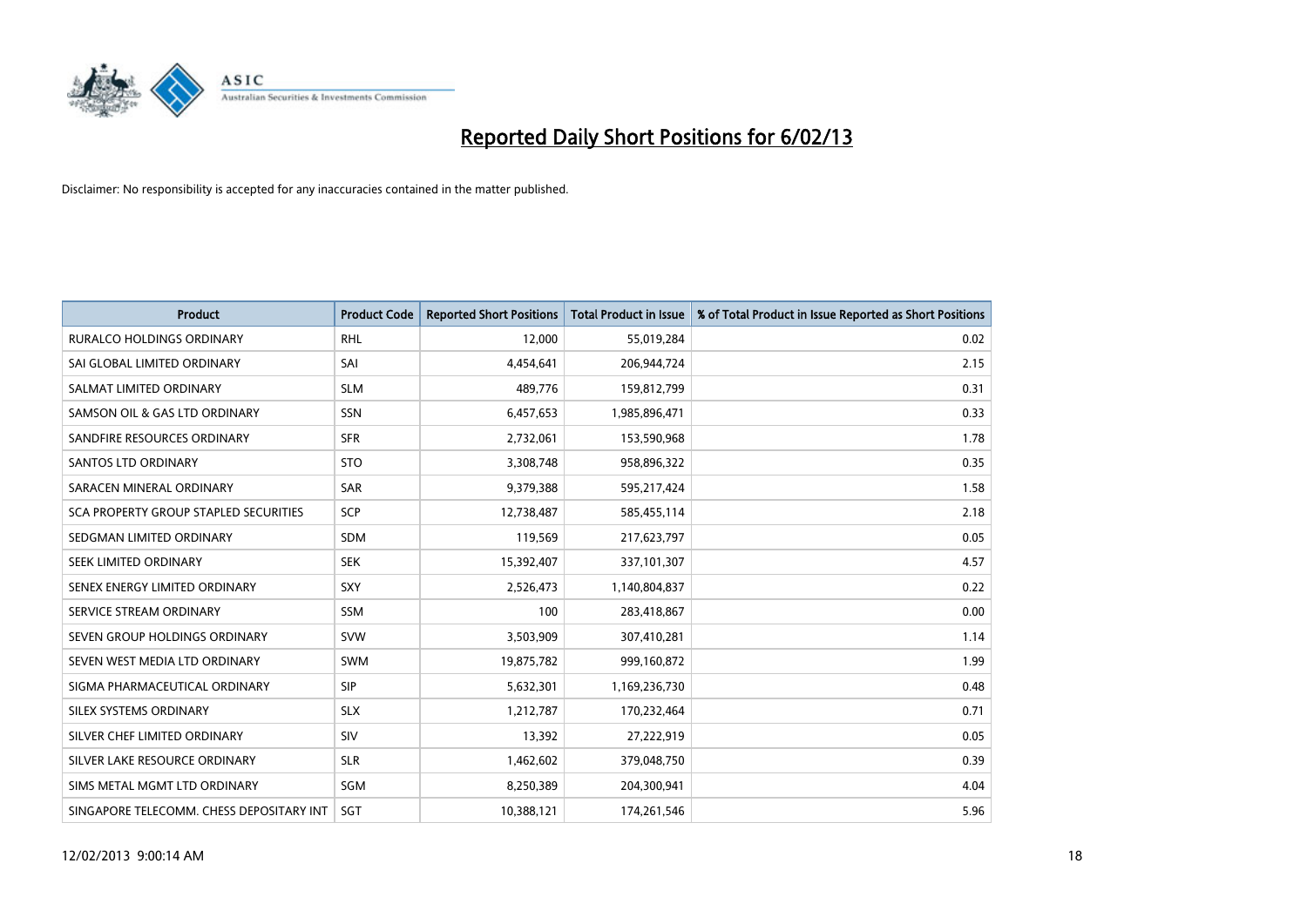# Reported Daily Short Positions for 6/02/13

Disclaimer: No responsibility is accepted for any inaccuracies contained in the matter published.

| Product | Product Code | Reported Short Positions | Total Product in Issue | % of Total Product in Issue Reported as Short Positions |
|---|---|---|---|---|
| RURALCO HOLDINGS ORDINARY | RHL | 12,000 | 55,019,284 | 0.02 |
| SAI GLOBAL LIMITED ORDINARY | SAI | 4,454,641 | 206,944,724 | 2.15 |
| SALMAT LIMITED ORDINARY | SLM | 489,776 | 159,812,799 | 0.31 |
| SAMSON OIL & GAS LTD ORDINARY | SSN | 6,457,653 | 1,985,896,471 | 0.33 |
| SANDFIRE RESOURCES ORDINARY | SFR | 2,732,061 | 153,590,968 | 1.78 |
| SANTOS LTD ORDINARY | STO | 3,308,748 | 958,896,322 | 0.35 |
| SARACEN MINERAL ORDINARY | SAR | 9,379,388 | 595,217,424 | 1.58 |
| SCA PROPERTY GROUP STAPLED SECURITIES | SCP | 12,738,487 | 585,455,114 | 2.18 |
| SEDGMAN LIMITED ORDINARY | SDM | 119,569 | 217,623,797 | 0.05 |
| SEEK LIMITED ORDINARY | SEK | 15,392,407 | 337,101,307 | 4.57 |
| SENEX ENERGY LIMITED ORDINARY | SXY | 2,526,473 | 1,140,804,837 | 0.22 |
| SERVICE STREAM ORDINARY | SSM | 100 | 283,418,867 | 0.00 |
| SEVEN GROUP HOLDINGS ORDINARY | SVW | 3,503,909 | 307,410,281 | 1.14 |
| SEVEN WEST MEDIA LTD ORDINARY | SWM | 19,875,782 | 999,160,872 | 1.99 |
| SIGMA PHARMACEUTICAL ORDINARY | SIP | 5,632,301 | 1,169,236,730 | 0.48 |
| SILEX SYSTEMS ORDINARY | SLX | 1,212,787 | 170,232,464 | 0.71 |
| SILVER CHEF LIMITED ORDINARY | SIV | 13,392 | 27,222,919 | 0.05 |
| SILVER LAKE RESOURCE ORDINARY | SLR | 1,462,602 | 379,048,750 | 0.39 |
| SIMS METAL MGMT LTD ORDINARY | SGM | 8,250,389 | 204,300,941 | 4.04 |
| SINGAPORE TELECOMM. CHESS DEPOSITARY INT | SGT | 10,388,121 | 174,261,546 | 5.96 |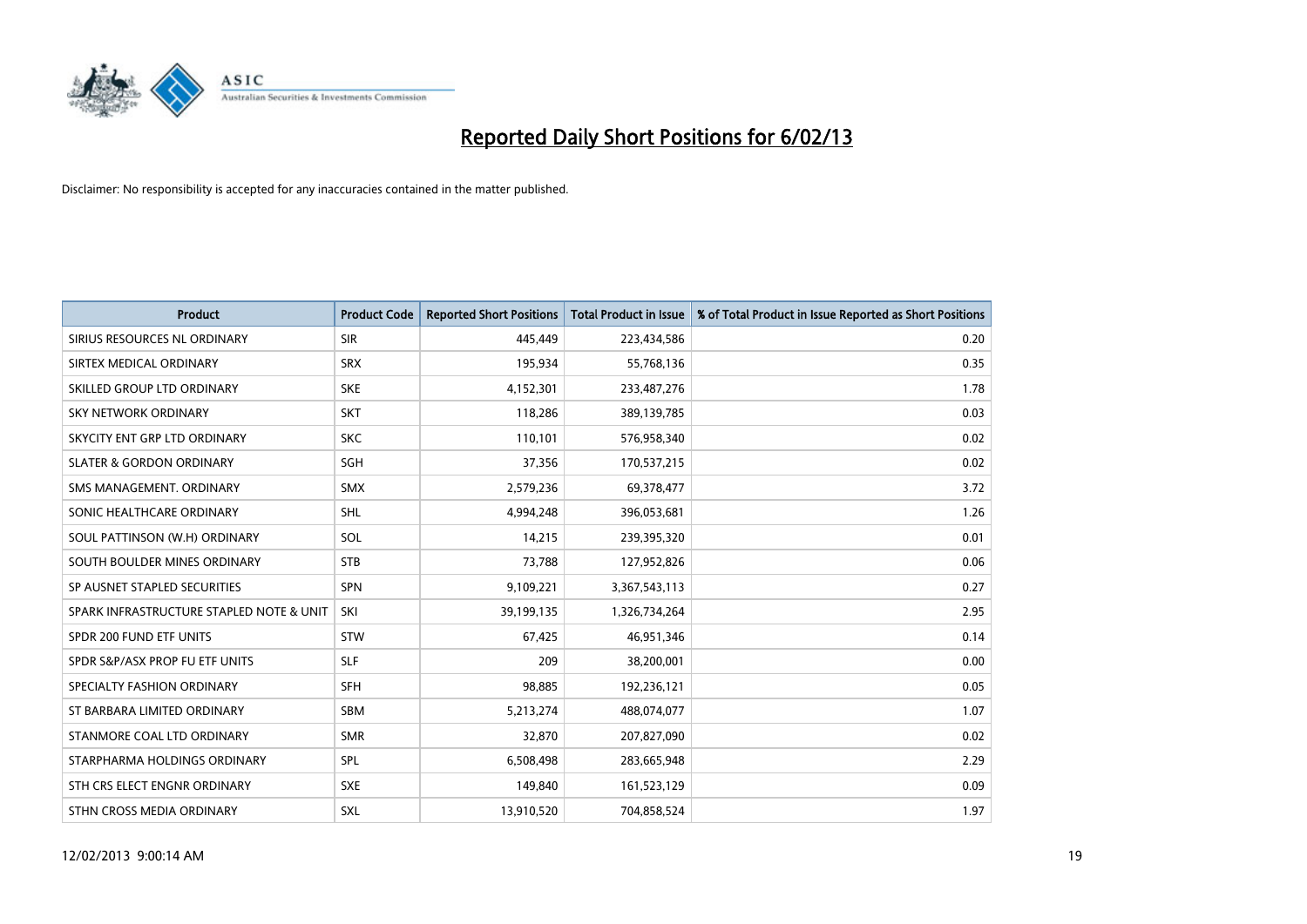# Reported Daily Short Positions for 6/02/13

Disclaimer: No responsibility is accepted for any inaccuracies contained in the matter published.

| Product | Product Code | Reported Short Positions | Total Product in Issue | % of Total Product in Issue Reported as Short Positions |
|---|---|---|---|---|
| SIRIUS RESOURCES NL ORDINARY | SIR | 445,449 | 223,434,586 | 0.20 |
| SIRTEX MEDICAL ORDINARY | SRX | 195,934 | 55,768,136 | 0.35 |
| SKILLED GROUP LTD ORDINARY | SKE | 4,152,301 | 233,487,276 | 1.78 |
| SKY NETWORK ORDINARY | SKT | 118,286 | 389,139,785 | 0.03 |
| SKYCITY ENT GRP LTD ORDINARY | SKC | 110,101 | 576,958,340 | 0.02 |
| SLATER & GORDON ORDINARY | SGH | 37,356 | 170,537,215 | 0.02 |
| SMS MANAGEMENT. ORDINARY | SMX | 2,579,236 | 69,378,477 | 3.72 |
| SONIC HEALTHCARE ORDINARY | SHL | 4,994,248 | 396,053,681 | 1.26 |
| SOUL PATTINSON (W.H) ORDINARY | SOL | 14,215 | 239,395,320 | 0.01 |
| SOUTH BOULDER MINES ORDINARY | STB | 73,788 | 127,952,826 | 0.06 |
| SP AUSNET STAPLED SECURITIES | SPN | 9,109,221 | 3,367,543,113 | 0.27 |
| SPARK INFRASTRUCTURE STAPLED NOTE & UNIT | SKI | 39,199,135 | 1,326,734,264 | 2.95 |
| SPDR 200 FUND ETF UNITS | STW | 67,425 | 46,951,346 | 0.14 |
| SPDR S&P/ASX PROP FU ETF UNITS | SLF | 209 | 38,200,001 | 0.00 |
| SPECIALTY FASHION ORDINARY | SFH | 98,885 | 192,236,121 | 0.05 |
| ST BARBARA LIMITED ORDINARY | SBM | 5,213,274 | 488,074,077 | 1.07 |
| STANMORE COAL LTD ORDINARY | SMR | 32,870 | 207,827,090 | 0.02 |
| STARPHARMA HOLDINGS ORDINARY | SPL | 6,508,498 | 283,665,948 | 2.29 |
| STH CRS ELECT ENGNR ORDINARY | SXE | 149,840 | 161,523,129 | 0.09 |
| STHN CROSS MEDIA ORDINARY | SXL | 13,910,520 | 704,858,524 | 1.97 |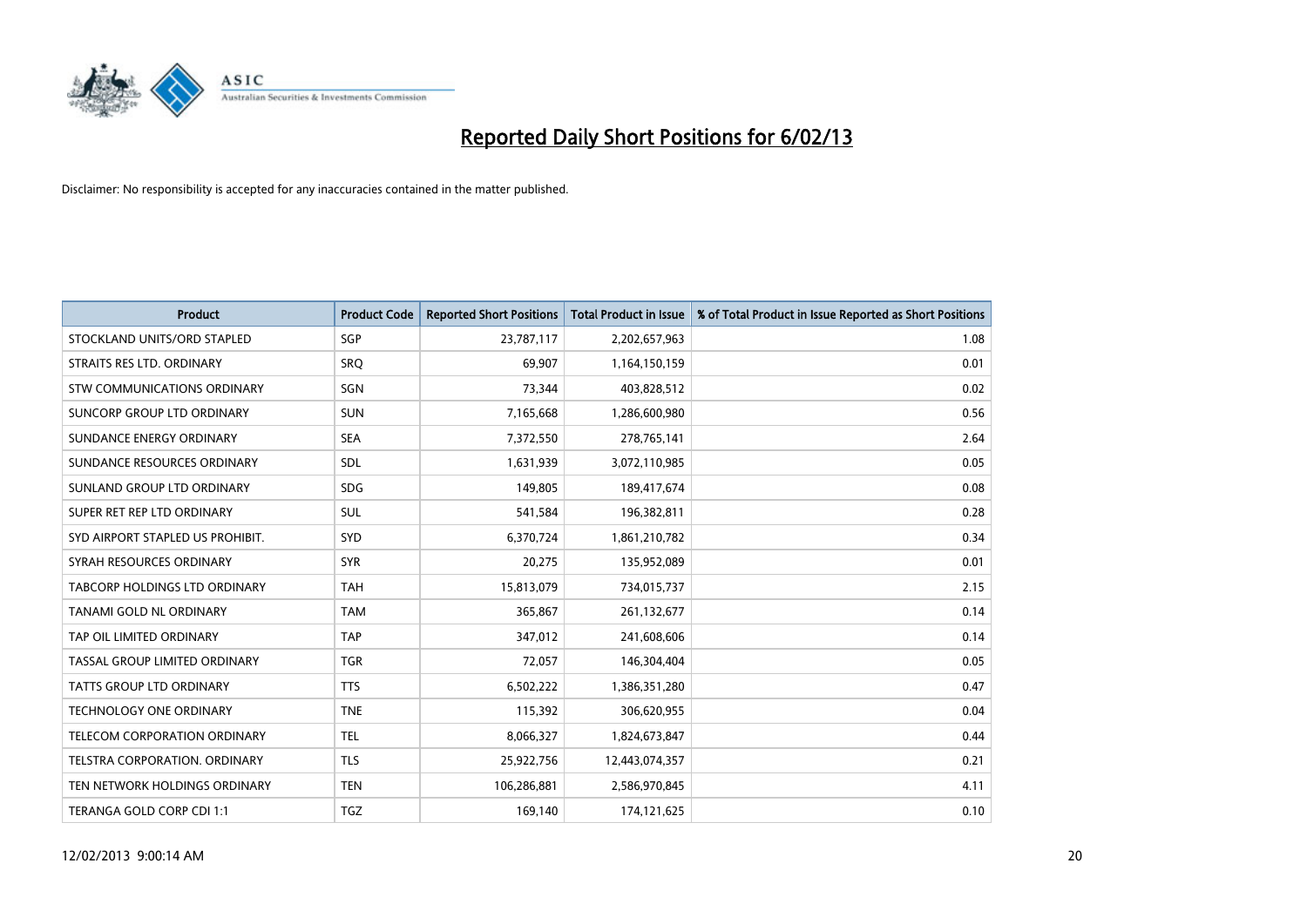# Reported Daily Short Positions for 6/02/13

Disclaimer: No responsibility is accepted for any inaccuracies contained in the matter published.

| Product | Product Code | Reported Short Positions | Total Product in Issue | % of Total Product in Issue Reported as Short Positions |
|---|---|---|---|---|
| STOCKLAND UNITS/ORD STAPLED | SGP | 23,787,117 | 2,202,657,963 | 1.08 |
| STRAITS RES LTD. ORDINARY | SRQ | 69,907 | 1,164,150,159 | 0.01 |
| STW COMMUNICATIONS ORDINARY | SGN | 73,344 | 403,828,512 | 0.02 |
| SUNCORP GROUP LTD ORDINARY | SUN | 7,165,668 | 1,286,600,980 | 0.56 |
| SUNDANCE ENERGY ORDINARY | SEA | 7,372,550 | 278,765,141 | 2.64 |
| SUNDANCE RESOURCES ORDINARY | SDL | 1,631,939 | 3,072,110,985 | 0.05 |
| SUNLAND GROUP LTD ORDINARY | SDG | 149,805 | 189,417,674 | 0.08 |
| SUPER RET REP LTD ORDINARY | SUL | 541,584 | 196,382,811 | 0.28 |
| SYD AIRPORT STAPLED US PROHIBIT. | SYD | 6,370,724 | 1,861,210,782 | 0.34 |
| SYRAH RESOURCES ORDINARY | SYR | 20,275 | 135,952,089 | 0.01 |
| TABCORP HOLDINGS LTD ORDINARY | TAH | 15,813,079 | 734,015,737 | 2.15 |
| TANAMI GOLD NL ORDINARY | TAM | 365,867 | 261,132,677 | 0.14 |
| TAP OIL LIMITED ORDINARY | TAP | 347,012 | 241,608,606 | 0.14 |
| TASSAL GROUP LIMITED ORDINARY | TGR | 72,057 | 146,304,404 | 0.05 |
| TATTS GROUP LTD ORDINARY | TTS | 6,502,222 | 1,386,351,280 | 0.47 |
| TECHNOLOGY ONE ORDINARY | TNE | 115,392 | 306,620,955 | 0.04 |
| TELECOM CORPORATION ORDINARY | TEL | 8,066,327 | 1,824,673,847 | 0.44 |
| TELSTRA CORPORATION. ORDINARY | TLS | 25,922,756 | 12,443,074,357 | 0.21 |
| TEN NETWORK HOLDINGS ORDINARY | TEN | 106,286,881 | 2,586,970,845 | 4.11 |
| TERANGA GOLD CORP CDI 1:1 | TGZ | 169,140 | 174,121,625 | 0.10 |

12/02/2013 9:00:14 AM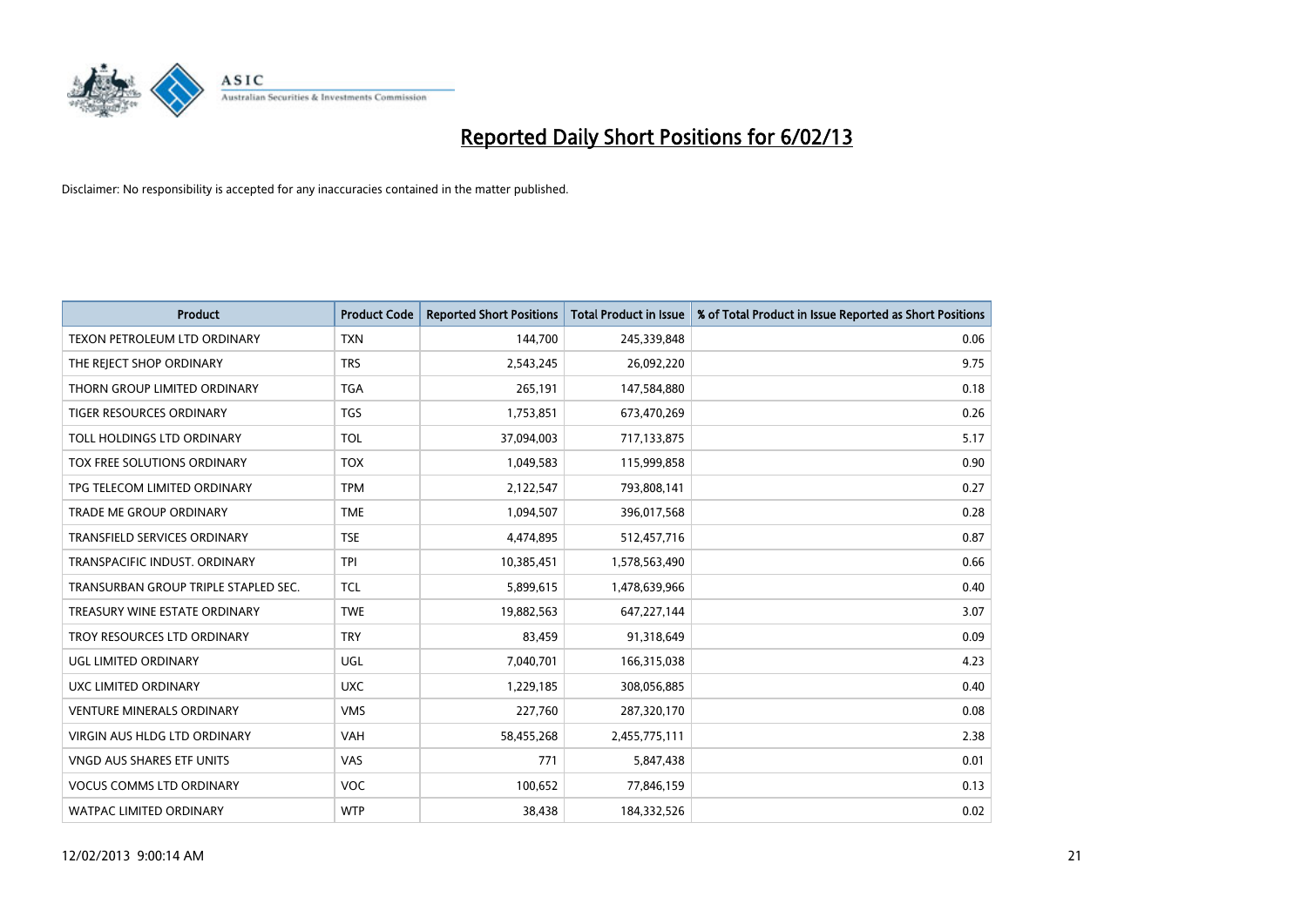# Reported Daily Short Positions for 6/02/13

Disclaimer: No responsibility is accepted for any inaccuracies contained in the matter published.

| Product | Product Code | Reported Short Positions | Total Product in Issue | % of Total Product in Issue Reported as Short Positions |
|---|---|---|---|---|
| TEXON PETROLEUM LTD ORDINARY | TXN | 144,700 | 245,339,848 | 0.06 |
| THE REJECT SHOP ORDINARY | TRS | 2,543,245 | 26,092,220 | 9.75 |
| THORN GROUP LIMITED ORDINARY | TGA | 265,191 | 147,584,880 | 0.18 |
| TIGER RESOURCES ORDINARY | TGS | 1,753,851 | 673,470,269 | 0.26 |
| TOLL HOLDINGS LTD ORDINARY | TOL | 37,094,003 | 717,133,875 | 5.17 |
| TOX FREE SOLUTIONS ORDINARY | TOX | 1,049,583 | 115,999,858 | 0.90 |
| TPG TELECOM LIMITED ORDINARY | TPM | 2,122,547 | 793,808,141 | 0.27 |
| TRADE ME GROUP ORDINARY | TME | 1,094,507 | 396,017,568 | 0.28 |
| TRANSFIELD SERVICES ORDINARY | TSE | 4,474,895 | 512,457,716 | 0.87 |
| TRANSPACIFIC INDUST. ORDINARY | TPI | 10,385,451 | 1,578,563,490 | 0.66 |
| TRANSURBAN GROUP TRIPLE STAPLED SEC. | TCL | 5,899,615 | 1,478,639,966 | 0.40 |
| TREASURY WINE ESTATE ORDINARY | TWE | 19,882,563 | 647,227,144 | 3.07 |
| TROY RESOURCES LTD ORDINARY | TRY | 83,459 | 91,318,649 | 0.09 |
| UGL LIMITED ORDINARY | UGL | 7,040,701 | 166,315,038 | 4.23 |
| UXC LIMITED ORDINARY | UXC | 1,229,185 | 308,056,885 | 0.40 |
| VENTURE MINERALS ORDINARY | VMS | 227,760 | 287,320,170 | 0.08 |
| VIRGIN AUS HLDG LTD ORDINARY | VAH | 58,455,268 | 2,455,775,111 | 2.38 |
| VNGD AUS SHARES ETF UNITS | VAS | 771 | 5,847,438 | 0.01 |
| VOCUS COMMS LTD ORDINARY | VOC | 100,652 | 77,846,159 | 0.13 |
| WATPAC LIMITED ORDINARY | WTP | 38,438 | 184,332,526 | 0.02 |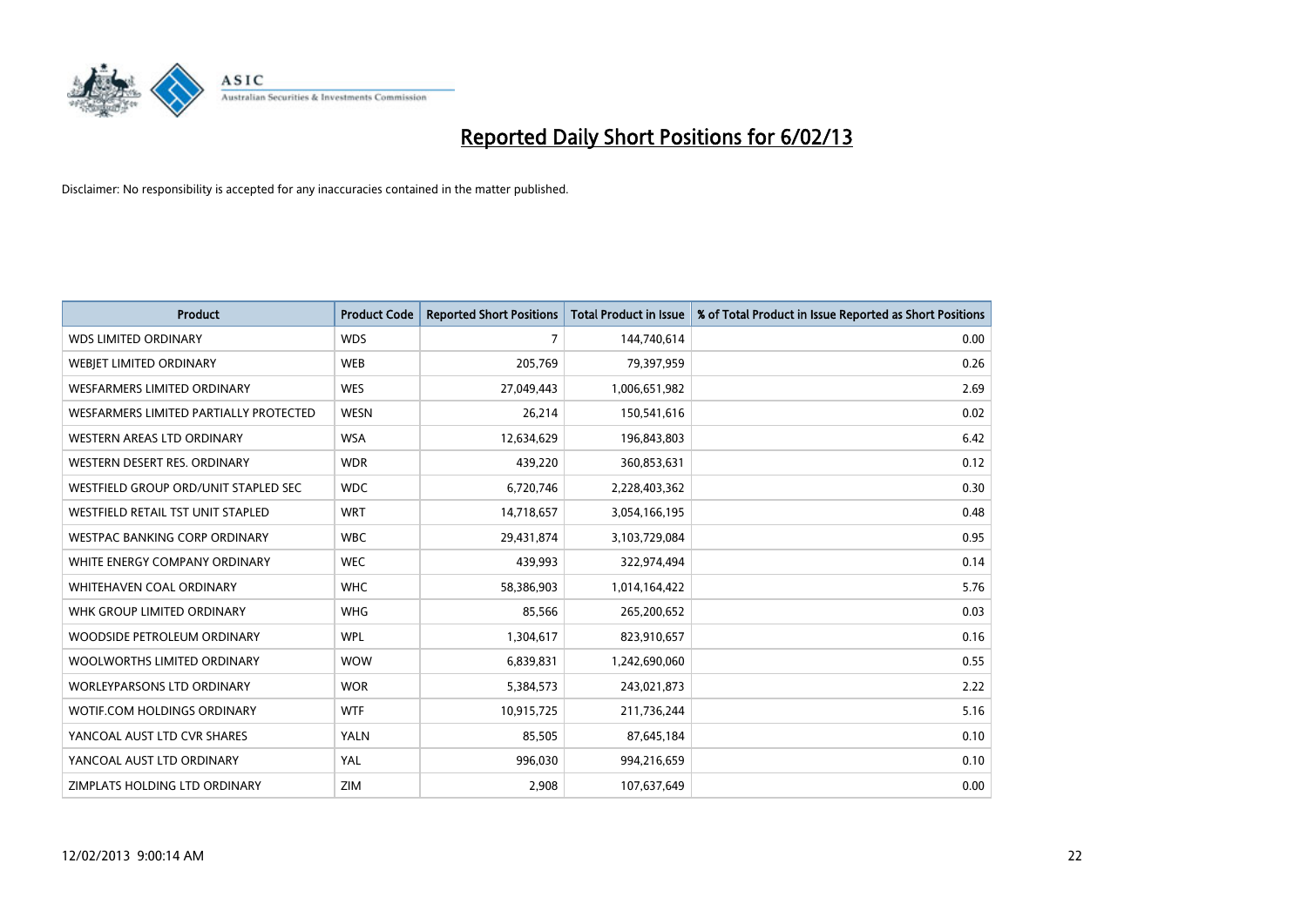# Reported Daily Short Positions for 6/02/13

Disclaimer: No responsibility is accepted for any inaccuracies contained in the matter published.

| Product | Product Code | Reported Short Positions | Total Product in Issue | % of Total Product in Issue Reported as Short Positions |
|---|---|---|---|---|
| WDS LIMITED ORDINARY | WDS | 7 | 144,740,614 | 0.00 |
| WEBJET LIMITED ORDINARY | WEB | 205,769 | 79,397,959 | 0.26 |
| WESFARMERS LIMITED ORDINARY | WES | 27,049,443 | 1,006,651,982 | 2.69 |
| WESFARMERS LIMITED PARTIALLY PROTECTED | WESN | 26,214 | 150,541,616 | 0.02 |
| WESTERN AREAS LTD ORDINARY | WSA | 12,634,629 | 196,843,803 | 6.42 |
| WESTERN DESERT RES. ORDINARY | WDR | 439,220 | 360,853,631 | 0.12 |
| WESTFIELD GROUP ORD/UNIT STAPLED SEC | WDC | 6,720,746 | 2,228,403,362 | 0.30 |
| WESTFIELD RETAIL TST UNIT STAPLED | WRT | 14,718,657 | 3,054,166,195 | 0.48 |
| WESTPAC BANKING CORP ORDINARY | WBC | 29,431,874 | 3,103,729,084 | 0.95 |
| WHITE ENERGY COMPANY ORDINARY | WEC | 439,993 | 322,974,494 | 0.14 |
| WHITEHAVEN COAL ORDINARY | WHC | 58,386,903 | 1,014,164,422 | 5.76 |
| WHK GROUP LIMITED ORDINARY | WHG | 85,566 | 265,200,652 | 0.03 |
| WOODSIDE PETROLEUM ORDINARY | WPL | 1,304,617 | 823,910,657 | 0.16 |
| WOOLWORTHS LIMITED ORDINARY | WOW | 6,839,831 | 1,242,690,060 | 0.55 |
| WORLEYPARSONS LTD ORDINARY | WOR | 5,384,573 | 243,021,873 | 2.22 |
| WOTIF.COM HOLDINGS ORDINARY | WTF | 10,915,725 | 211,736,244 | 5.16 |
| YANCOAL AUST LTD CVR SHARES | YALN | 85,505 | 87,645,184 | 0.10 |
| YANCOAL AUST LTD ORDINARY | YAL | 996,030 | 994,216,659 | 0.10 |
| ZIMPLATS HOLDING LTD ORDINARY | ZIM | 2,908 | 107,637,649 | 0.00 |